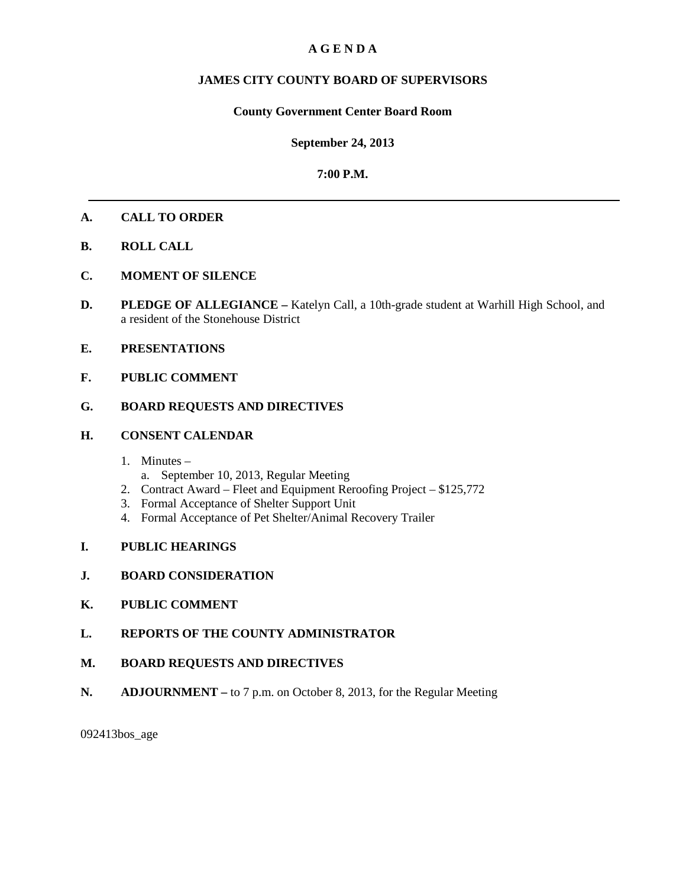# A G E N D A

## JAMES CITY COUNTY BOARD OF SUPERVISORS

### County Government Center Board Room

### September 24, 2013

### 7:00 P.M.

---

**A. CALL TO ORDER**

**B. ROLL CALL**

**C. MOMENT OF SILENCE**

**D. PLEDGE OF ALLEGIANCE –** Katelyn Call, a 10th-grade student at Warhill High School, and a resident of the Stonehouse District

**E. PRESENTATIONS**

**F. PUBLIC COMMENT**

**G. BOARD REQUESTS AND DIRECTIVES**

**H. CONSENT CALENDAR**

1. Minutes –
   a. September 10, 2013, Regular Meeting
2. Contract Award – Fleet and Equipment Reroofing Project – $125,772
3. Formal Acceptance of Shelter Support Unit
4. Formal Acceptance of Pet Shelter/Animal Recovery Trailer

**I. PUBLIC HEARINGS**

**J. BOARD CONSIDERATION**

**K. PUBLIC COMMENT**

**L. REPORTS OF THE COUNTY ADMINISTRATOR**

**M. BOARD REQUESTS AND DIRECTIVES**

**N. ADJOURNMENT –** to 7 p.m. on October 8, 2013, for the Regular Meeting

092413bos_age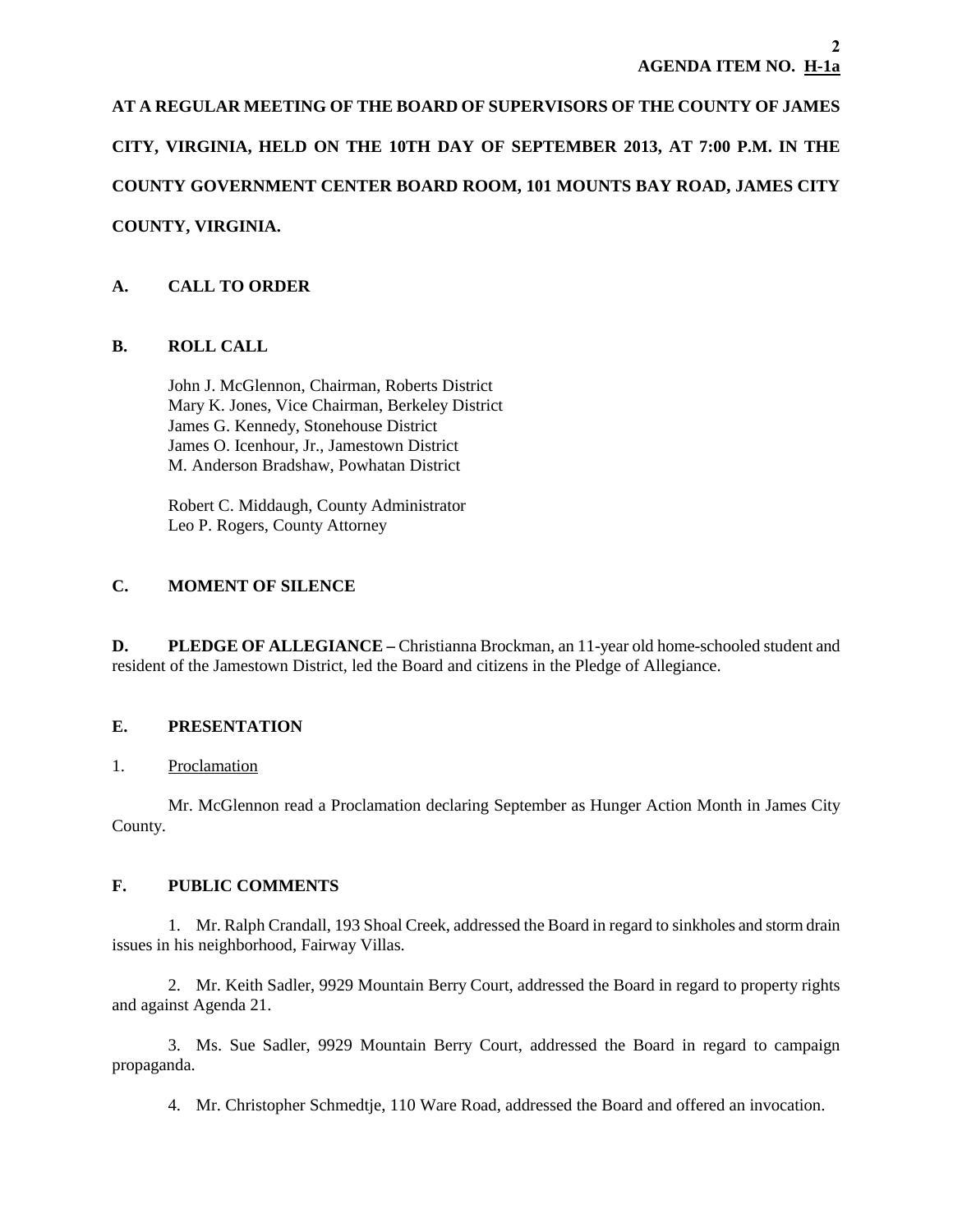**AGENDA ITEM NO. H-1a**

**AT A REGULAR MEETING OF THE BOARD OF SUPERVISORS OF THE COUNTY OF JAMES CITY, VIRGINIA, HELD ON THE 10TH DAY OF SEPTEMBER 2013, AT 7:00 P.M. IN THE COUNTY GOVERNMENT CENTER BOARD ROOM, 101 MOUNTS BAY ROAD, JAMES CITY COUNTY, VIRGINIA.**

## A. CALL TO ORDER

## B. ROLL CALL

John J. McGlennon, Chairman, Roberts District
Mary K. Jones, Vice Chairman, Berkeley District
James G. Kennedy, Stonehouse District
James O. Icenhour, Jr., Jamestown District
M. Anderson Bradshaw, Powhatan District

Robert C. Middaugh, County Administrator
Leo P. Rogers, County Attorney

## C. MOMENT OF SILENCE

**D. PLEDGE OF ALLEGIANCE –** Christianna Brockman, an 11-year old home-schooled student and resident of the Jamestown District, led the Board and citizens in the Pledge of Allegiance.

## E. PRESENTATION

1. Proclamation

Mr. McGlennon read a Proclamation declaring September as Hunger Action Month in James City County.

## F. PUBLIC COMMENTS

1. Mr. Ralph Crandall, 193 Shoal Creek, addressed the Board in regard to sinkholes and storm drain issues in his neighborhood, Fairway Villas.

2. Mr. Keith Sadler, 9929 Mountain Berry Court, addressed the Board in regard to property rights and against Agenda 21.

3. Ms. Sue Sadler, 9929 Mountain Berry Court, addressed the Board in regard to campaign propaganda.

4. Mr. Christopher Schmedtje, 110 Ware Road, addressed the Board and offered an invocation.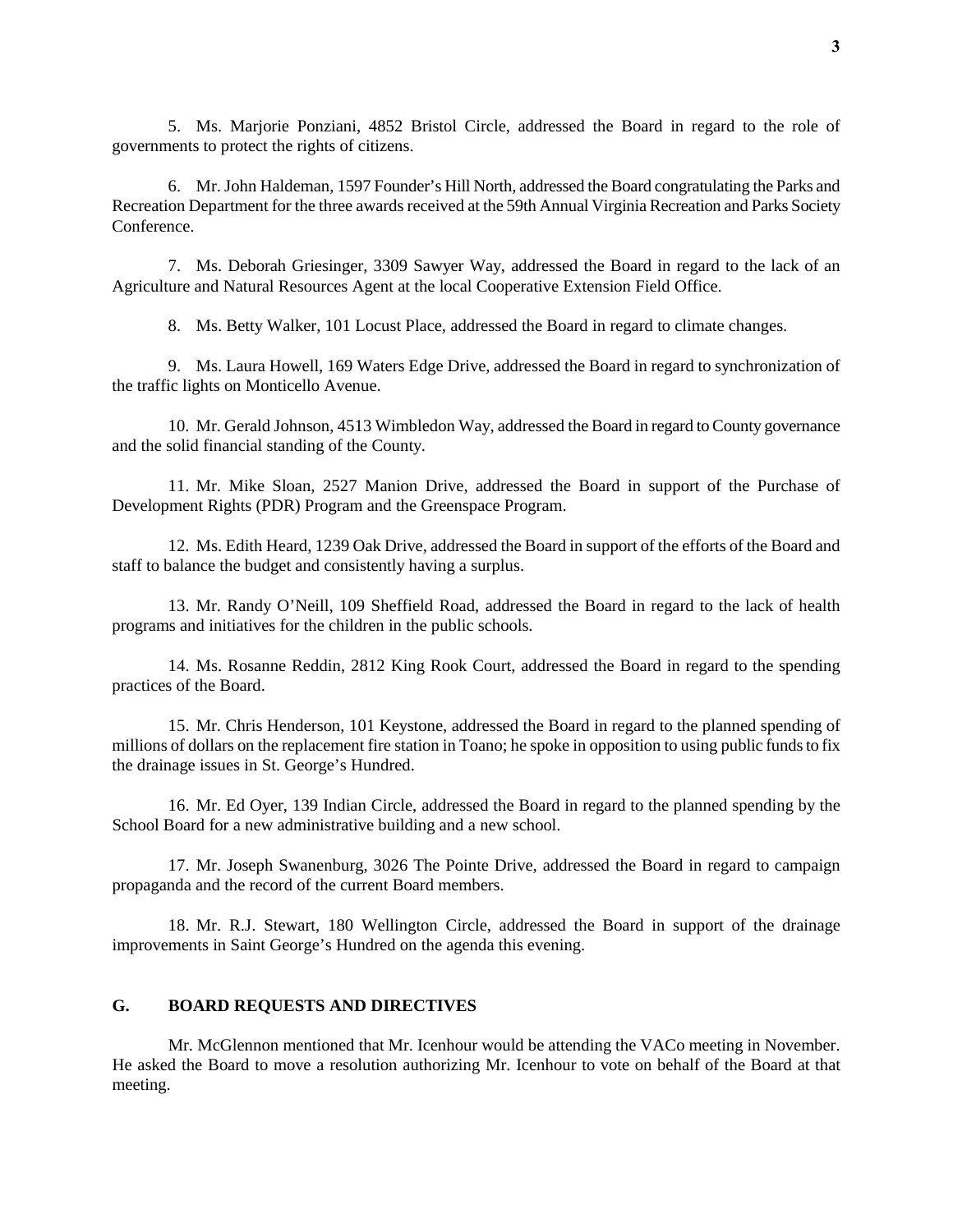5. Ms. Marjorie Ponziani, 4852 Bristol Circle, addressed the Board in regard to the role of governments to protect the rights of citizens.

6. Mr. John Haldeman, 1597 Founder's Hill North, addressed the Board congratulating the Parks and Recreation Department for the three awards received at the 59th Annual Virginia Recreation and Parks Society Conference.

7. Ms. Deborah Griesinger, 3309 Sawyer Way, addressed the Board in regard to the lack of an Agriculture and Natural Resources Agent at the local Cooperative Extension Field Office.

8. Ms. Betty Walker, 101 Locust Place, addressed the Board in regard to climate changes.

9. Ms. Laura Howell, 169 Waters Edge Drive, addressed the Board in regard to synchronization of the traffic lights on Monticello Avenue.

10. Mr. Gerald Johnson, 4513 Wimbledon Way, addressed the Board in regard to County governance and the solid financial standing of the County.

11. Mr. Mike Sloan, 2527 Manion Drive, addressed the Board in support of the Purchase of Development Rights (PDR) Program and the Greenspace Program.

12. Ms. Edith Heard, 1239 Oak Drive, addressed the Board in support of the efforts of the Board and staff to balance the budget and consistently having a surplus.

13. Mr. Randy O'Neill, 109 Sheffield Road, addressed the Board in regard to the lack of health programs and initiatives for the children in the public schools.

14. Ms. Rosanne Reddin, 2812 King Rook Court, addressed the Board in regard to the spending practices of the Board.

15. Mr. Chris Henderson, 101 Keystone, addressed the Board in regard to the planned spending of millions of dollars on the replacement fire station in Toano; he spoke in opposition to using public funds to fix the drainage issues in St. George's Hundred.

16. Mr. Ed Oyer, 139 Indian Circle, addressed the Board in regard to the planned spending by the School Board for a new administrative building and a new school.

17. Mr. Joseph Swanenburg, 3026 The Pointe Drive, addressed the Board in regard to campaign propaganda and the record of the current Board members.

18. Mr. R.J. Stewart, 180 Wellington Circle, addressed the Board in support of the drainage improvements in Saint George's Hundred on the agenda this evening.

## G. BOARD REQUESTS AND DIRECTIVES

Mr. McGlennon mentioned that Mr. Icenhour would be attending the VACo meeting in November. He asked the Board to move a resolution authorizing Mr. Icenhour to vote on behalf of the Board at that meeting.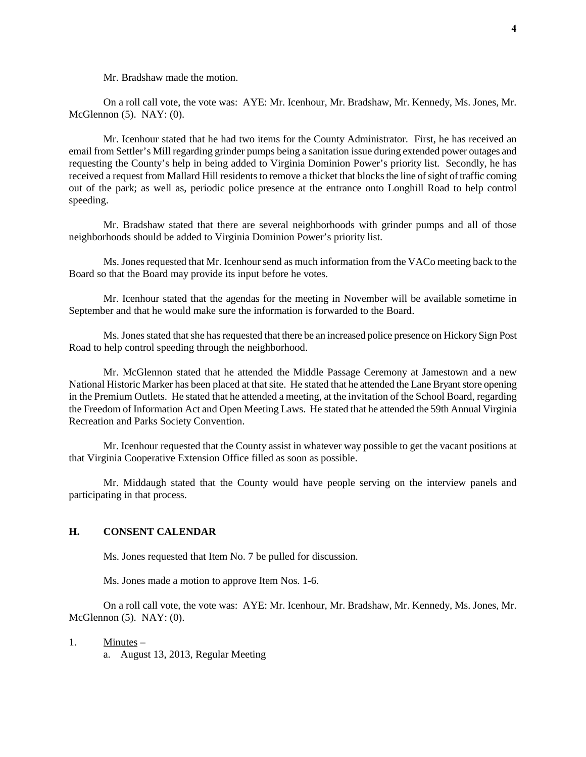Mr. Bradshaw made the motion.

On a roll call vote, the vote was: AYE: Mr. Icenhour, Mr. Bradshaw, Mr. Kennedy, Ms. Jones, Mr. McGlennon (5). NAY: (0).

Mr. Icenhour stated that he had two items for the County Administrator. First, he has received an email from Settler's Mill regarding grinder pumps being a sanitation issue during extended power outages and requesting the County's help in being added to Virginia Dominion Power's priority list. Secondly, he has received a request from Mallard Hill residents to remove a thicket that blocks the line of sight of traffic coming out of the park; as well as, periodic police presence at the entrance onto Longhill Road to help control speeding.

Mr. Bradshaw stated that there are several neighborhoods with grinder pumps and all of those neighborhoods should be added to Virginia Dominion Power's priority list.

Ms. Jones requested that Mr. Icenhour send as much information from the VACo meeting back to the Board so that the Board may provide its input before he votes.

Mr. Icenhour stated that the agendas for the meeting in November will be available sometime in September and that he would make sure the information is forwarded to the Board.

Ms. Jones stated that she has requested that there be an increased police presence on Hickory Sign Post Road to help control speeding through the neighborhood.

Mr. McGlennon stated that he attended the Middle Passage Ceremony at Jamestown and a new National Historic Marker has been placed at that site. He stated that he attended the Lane Bryant store opening in the Premium Outlets. He stated that he attended a meeting, at the invitation of the School Board, regarding the Freedom of Information Act and Open Meeting Laws. He stated that he attended the 59th Annual Virginia Recreation and Parks Society Convention.

Mr. Icenhour requested that the County assist in whatever way possible to get the vacant positions at that Virginia Cooperative Extension Office filled as soon as possible.

Mr. Middaugh stated that the County would have people serving on the interview panels and participating in that process.

## H. CONSENT CALENDAR

Ms. Jones requested that Item No. 7 be pulled for discussion.

Ms. Jones made a motion to approve Item Nos. 1-6.

On a roll call vote, the vote was: AYE: Mr. Icenhour, Mr. Bradshaw, Mr. Kennedy, Ms. Jones, Mr. McGlennon (5). NAY: (0).

1. Minutes –
   a. August 13, 2013, Regular Meeting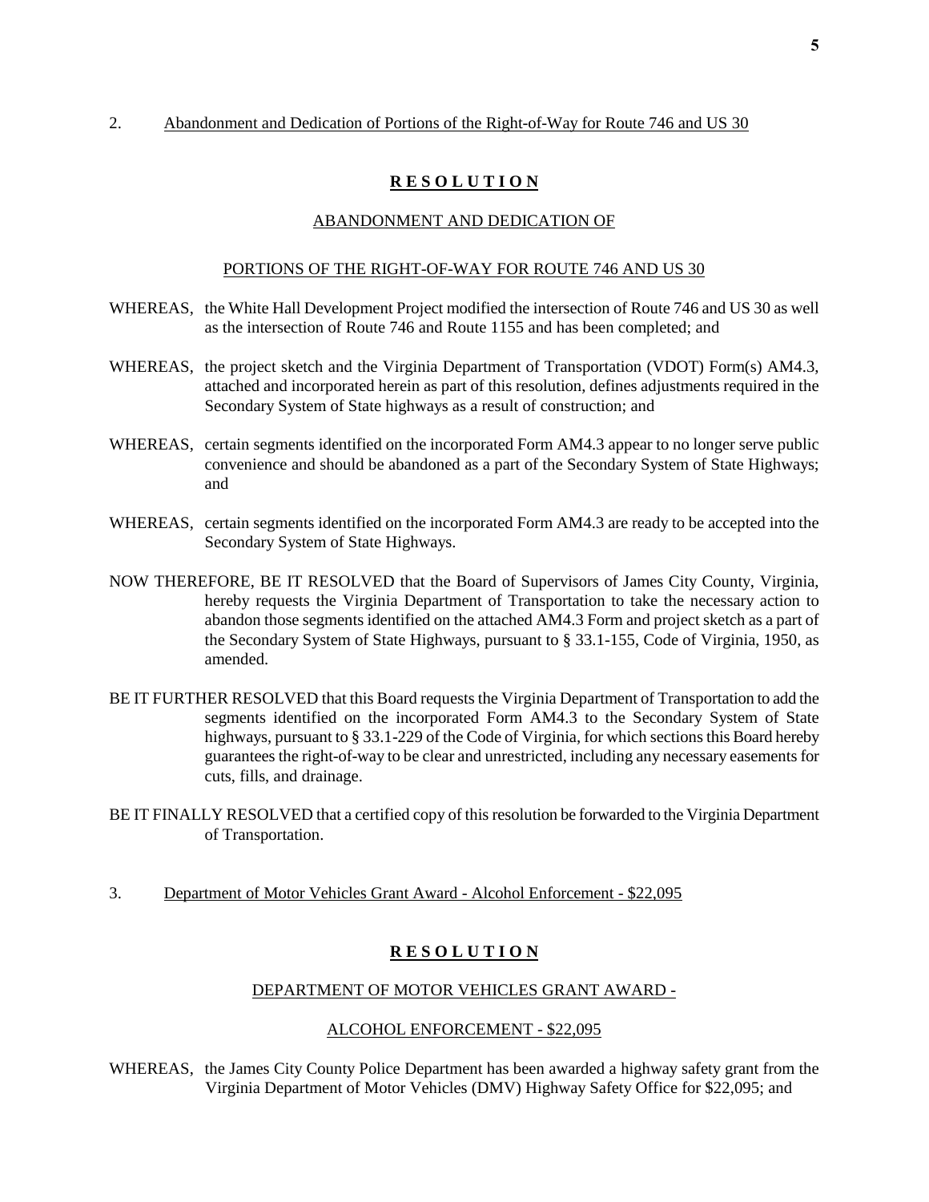2. Abandonment and Dedication of Portions of the Right-of-Way for Route 746 and US 30

**R E S O L U T I O N**

ABANDONMENT AND DEDICATION OF

PORTIONS OF THE RIGHT-OF-WAY FOR ROUTE 746 AND US 30

WHEREAS, the White Hall Development Project modified the intersection of Route 746 and US 30 as well as the intersection of Route 746 and Route 1155 and has been completed; and

WHEREAS, the project sketch and the Virginia Department of Transportation (VDOT) Form(s) AM4.3, attached and incorporated herein as part of this resolution, defines adjustments required in the Secondary System of State highways as a result of construction; and

WHEREAS, certain segments identified on the incorporated Form AM4.3 appear to no longer serve public convenience and should be abandoned as a part of the Secondary System of State Highways; and

WHEREAS, certain segments identified on the incorporated Form AM4.3 are ready to be accepted into the Secondary System of State Highways.

NOW THEREFORE, BE IT RESOLVED that the Board of Supervisors of James City County, Virginia, hereby requests the Virginia Department of Transportation to take the necessary action to abandon those segments identified on the attached AM4.3 Form and project sketch as a part of the Secondary System of State Highways, pursuant to § 33.1-155, Code of Virginia, 1950, as amended.

BE IT FURTHER RESOLVED that this Board requests the Virginia Department of Transportation to add the segments identified on the incorporated Form AM4.3 to the Secondary System of State highways, pursuant to § 33.1-229 of the Code of Virginia, for which sections this Board hereby guarantees the right-of-way to be clear and unrestricted, including any necessary easements for cuts, fills, and drainage.

BE IT FINALLY RESOLVED that a certified copy of this resolution be forwarded to the Virginia Department of Transportation.

3. Department of Motor Vehicles Grant Award - Alcohol Enforcement - $22,095

**R E S O L U T I O N**

DEPARTMENT OF MOTOR VEHICLES GRANT AWARD -

ALCOHOL ENFORCEMENT - $22,095

WHEREAS, the James City County Police Department has been awarded a highway safety grant from the Virginia Department of Motor Vehicles (DMV) Highway Safety Office for $22,095; and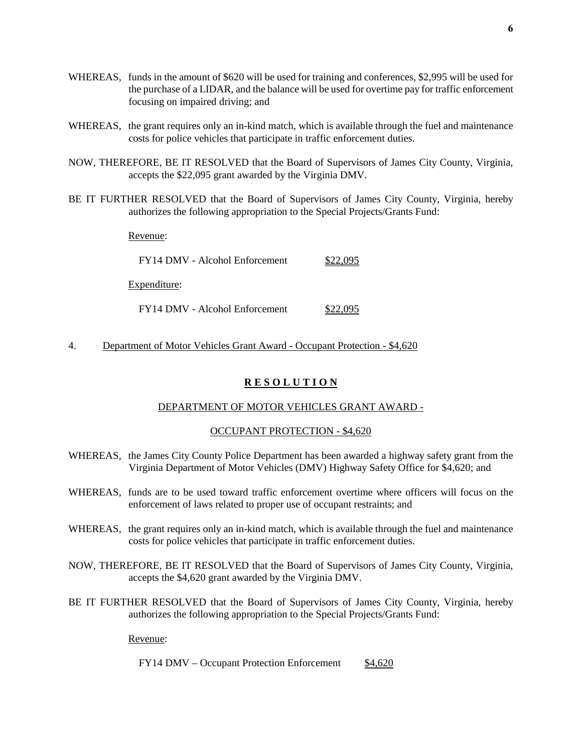WHEREAS, funds in the amount of $620 will be used for training and conferences, $2,995 will be used for the purchase of a LIDAR, and the balance will be used for overtime pay for traffic enforcement focusing on impaired driving; and

WHEREAS, the grant requires only an in-kind match, which is available through the fuel and maintenance costs for police vehicles that participate in traffic enforcement duties.

NOW, THEREFORE, BE IT RESOLVED that the Board of Supervisors of James City County, Virginia, accepts the $22,095 grant awarded by the Virginia DMV.

BE IT FURTHER RESOLVED that the Board of Supervisors of James City County, Virginia, hereby authorizes the following appropriation to the Special Projects/Grants Fund:

Revenue:

FY14 DMV - Alcohol Enforcement $22,095

Expenditure:

FY14 DMV - Alcohol Enforcement $22,095

4. Department of Motor Vehicles Grant Award - Occupant Protection - $4,620

**R E S O L U T I O N**

DEPARTMENT OF MOTOR VEHICLES GRANT AWARD -

OCCUPANT PROTECTION - $4,620

WHEREAS, the James City County Police Department has been awarded a highway safety grant from the Virginia Department of Motor Vehicles (DMV) Highway Safety Office for $4,620; and

WHEREAS, funds are to be used toward traffic enforcement overtime where officers will focus on the enforcement of laws related to proper use of occupant restraints; and

WHEREAS, the grant requires only an in-kind match, which is available through the fuel and maintenance costs for police vehicles that participate in traffic enforcement duties.

NOW, THEREFORE, BE IT RESOLVED that the Board of Supervisors of James City County, Virginia, accepts the $4,620 grant awarded by the Virginia DMV.

BE IT FURTHER RESOLVED that the Board of Supervisors of James City County, Virginia, hereby authorizes the following appropriation to the Special Projects/Grants Fund:

Revenue:

FY14 DMV – Occupant Protection Enforcement $4,620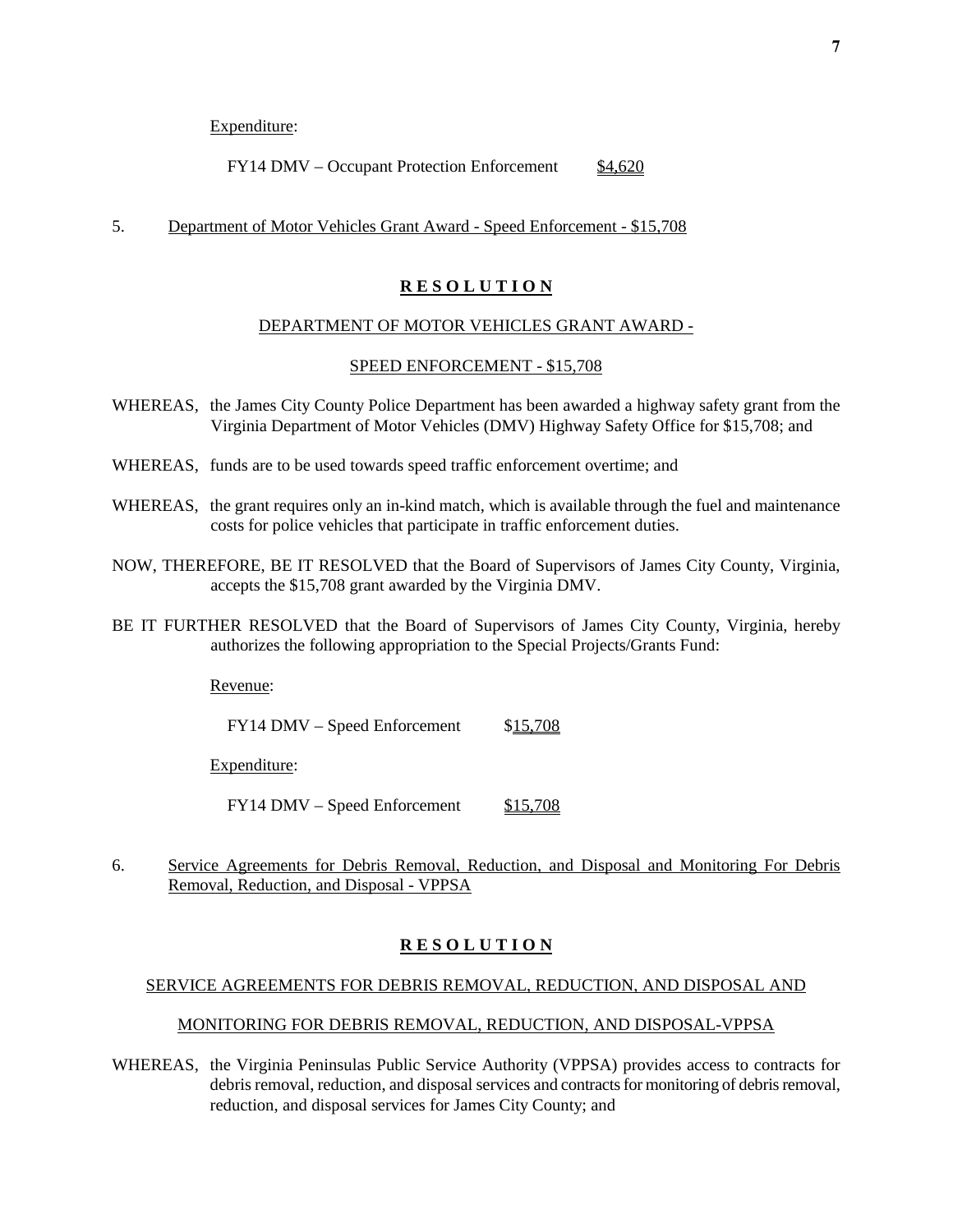Expenditure:

FY14 DMV – Occupant Protection Enforcement $4,620

5. Department of Motor Vehicles Grant Award - Speed Enforcement - $15,708

**R E S O L U T I O N**

DEPARTMENT OF MOTOR VEHICLES GRANT AWARD -

SPEED ENFORCEMENT - $15,708

WHEREAS, the James City County Police Department has been awarded a highway safety grant from the Virginia Department of Motor Vehicles (DMV) Highway Safety Office for $15,708; and

WHEREAS, funds are to be used towards speed traffic enforcement overtime; and

WHEREAS, the grant requires only an in-kind match, which is available through the fuel and maintenance costs for police vehicles that participate in traffic enforcement duties.

NOW, THEREFORE, BE IT RESOLVED that the Board of Supervisors of James City County, Virginia, accepts the $15,708 grant awarded by the Virginia DMV.

BE IT FURTHER RESOLVED that the Board of Supervisors of James City County, Virginia, hereby authorizes the following appropriation to the Special Projects/Grants Fund:

Revenue:

FY14 DMV – Speed Enforcement $15,708

Expenditure:

FY14 DMV – Speed Enforcement $15,708

6. Service Agreements for Debris Removal, Reduction, and Disposal and Monitoring For Debris Removal, Reduction, and Disposal - VPPSA

**R E S O L U T I O N**

SERVICE AGREEMENTS FOR DEBRIS REMOVAL, REDUCTION, AND DISPOSAL AND

MONITORING FOR DEBRIS REMOVAL, REDUCTION, AND DISPOSAL-VPPSA

WHEREAS, the Virginia Peninsulas Public Service Authority (VPPSA) provides access to contracts for debris removal, reduction, and disposal services and contracts for monitoring of debris removal, reduction, and disposal services for James City County; and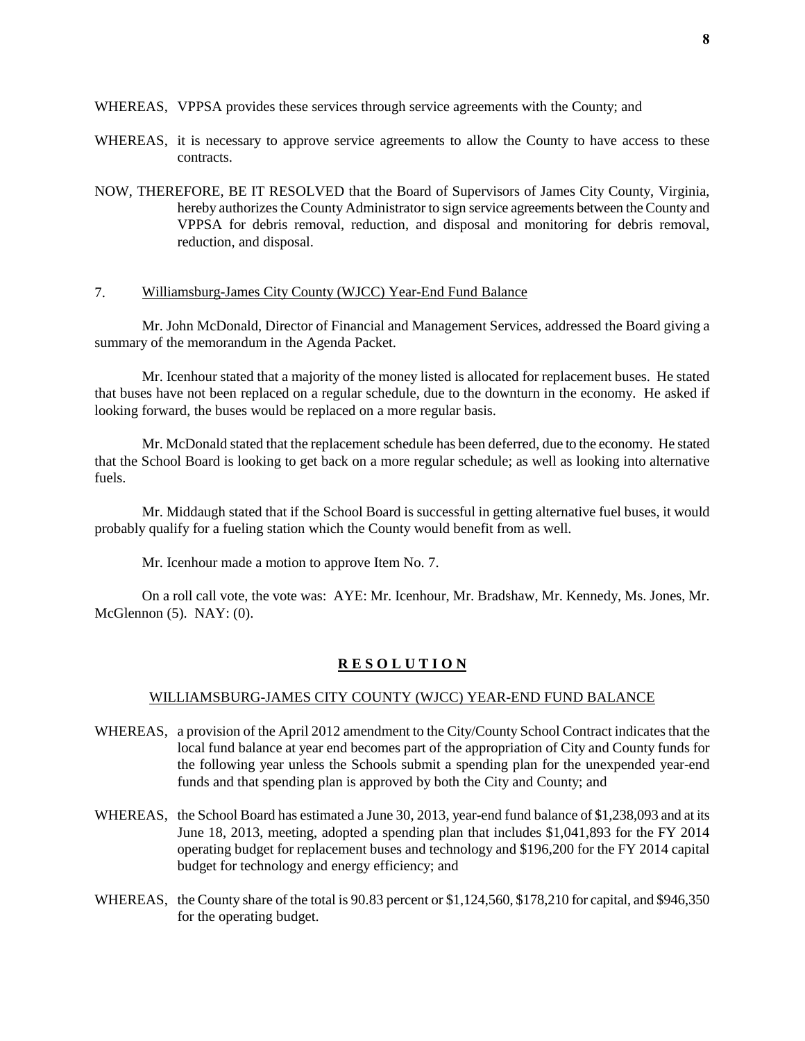WHEREAS, VPPSA provides these services through service agreements with the County; and

WHEREAS, it is necessary to approve service agreements to allow the County to have access to these contracts.

NOW, THEREFORE, BE IT RESOLVED that the Board of Supervisors of James City County, Virginia, hereby authorizes the County Administrator to sign service agreements between the County and VPPSA for debris removal, reduction, and disposal and monitoring for debris removal, reduction, and disposal.

7. Williamsburg-James City County (WJCC) Year-End Fund Balance

Mr. John McDonald, Director of Financial and Management Services, addressed the Board giving a summary of the memorandum in the Agenda Packet.

Mr. Icenhour stated that a majority of the money listed is allocated for replacement buses. He stated that buses have not been replaced on a regular schedule, due to the downturn in the economy. He asked if looking forward, the buses would be replaced on a more regular basis.

Mr. McDonald stated that the replacement schedule has been deferred, due to the economy. He stated that the School Board is looking to get back on a more regular schedule; as well as looking into alternative fuels.

Mr. Middaugh stated that if the School Board is successful in getting alternative fuel buses, it would probably qualify for a fueling station which the County would benefit from as well.

Mr. Icenhour made a motion to approve Item No. 7.

On a roll call vote, the vote was: AYE: Mr. Icenhour, Mr. Bradshaw, Mr. Kennedy, Ms. Jones, Mr. McGlennon (5). NAY: (0).

## **R E S O L U T I O N**

WILLIAMSBURG-JAMES CITY COUNTY (WJCC) YEAR-END FUND BALANCE

WHEREAS, a provision of the April 2012 amendment to the City/County School Contract indicates that the local fund balance at year end becomes part of the appropriation of City and County funds for the following year unless the Schools submit a spending plan for the unexpended year-end funds and that spending plan is approved by both the City and County; and

WHEREAS, the School Board has estimated a June 30, 2013, year-end fund balance of $1,238,093 and at its June 18, 2013, meeting, adopted a spending plan that includes $1,041,893 for the FY 2014 operating budget for replacement buses and technology and $196,200 for the FY 2014 capital budget for technology and energy efficiency; and

WHEREAS, the County share of the total is 90.83 percent or $1,124,560, $178,210 for capital, and $946,350 for the operating budget.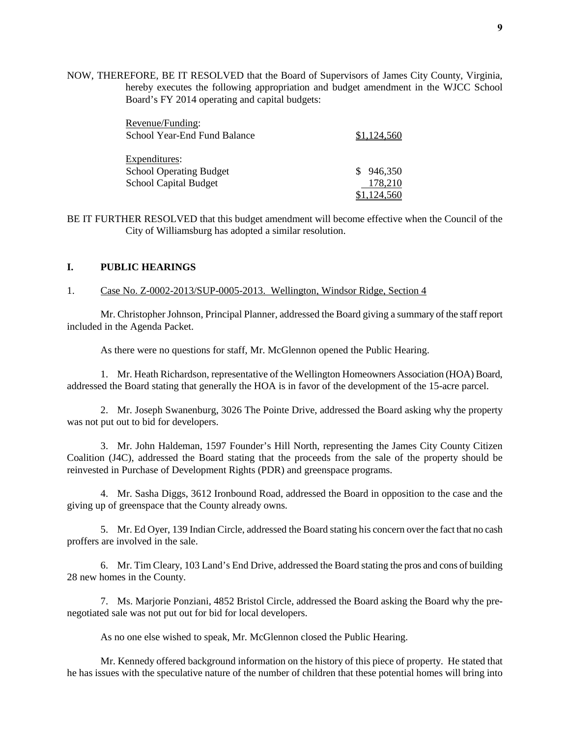NOW, THEREFORE, BE IT RESOLVED that the Board of Supervisors of James City County, Virginia, hereby executes the following appropriation and budget amendment in the WJCC School Board's FY 2014 operating and capital budgets:

| Revenue/Funding: | |
|---|---|
| School Year-End Fund Balance | $1,124,560 |
| | |
| Expenditures: | |
| School Operating Budget | $ 946,350 |
| School Capital Budget | 178,210 |
| | $1,124,560 |

BE IT FURTHER RESOLVED that this budget amendment will become effective when the Council of the City of Williamsburg has adopted a similar resolution.

## I. PUBLIC HEARINGS

1. Case No. Z-0002-2013/SUP-0005-2013. Wellington, Windsor Ridge, Section 4

Mr. Christopher Johnson, Principal Planner, addressed the Board giving a summary of the staff report included in the Agenda Packet.

As there were no questions for staff, Mr. McGlennon opened the Public Hearing.

1. Mr. Heath Richardson, representative of the Wellington Homeowners Association (HOA) Board, addressed the Board stating that generally the HOA is in favor of the development of the 15-acre parcel.

2. Mr. Joseph Swanenburg, 3026 The Pointe Drive, addressed the Board asking why the property was not put out to bid for developers.

3. Mr. John Haldeman, 1597 Founder's Hill North, representing the James City County Citizen Coalition (J4C), addressed the Board stating that the proceeds from the sale of the property should be reinvested in Purchase of Development Rights (PDR) and greenspace programs.

4. Mr. Sasha Diggs, 3612 Ironbound Road, addressed the Board in opposition to the case and the giving up of greenspace that the County already owns.

5. Mr. Ed Oyer, 139 Indian Circle, addressed the Board stating his concern over the fact that no cash proffers are involved in the sale.

6. Mr. Tim Cleary, 103 Land's End Drive, addressed the Board stating the pros and cons of building 28 new homes in the County.

7. Ms. Marjorie Ponziani, 4852 Bristol Circle, addressed the Board asking the Board why the pre-negotiated sale was not put out for bid for local developers.

As no one else wished to speak, Mr. McGlennon closed the Public Hearing.

Mr. Kennedy offered background information on the history of this piece of property. He stated that he has issues with the speculative nature of the number of children that these potential homes will bring into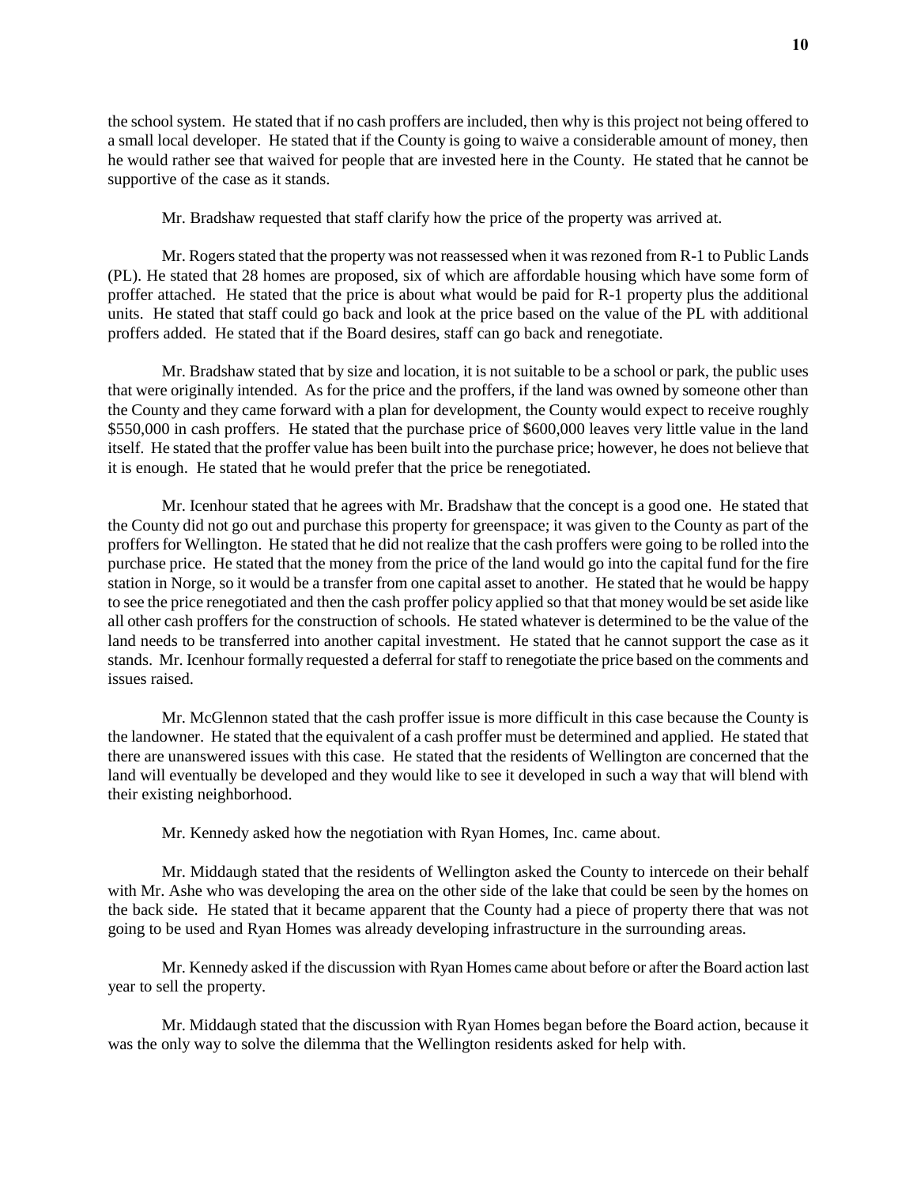the school system. He stated that if no cash proffers are included, then why is this project not being offered to a small local developer. He stated that if the County is going to waive a considerable amount of money, then he would rather see that waived for people that are invested here in the County. He stated that he cannot be supportive of the case as it stands.

Mr. Bradshaw requested that staff clarify how the price of the property was arrived at.

Mr. Rogers stated that the property was not reassessed when it was rezoned from R-1 to Public Lands (PL). He stated that 28 homes are proposed, six of which are affordable housing which have some form of proffer attached. He stated that the price is about what would be paid for R-1 property plus the additional units. He stated that staff could go back and look at the price based on the value of the PL with additional proffers added. He stated that if the Board desires, staff can go back and renegotiate.

Mr. Bradshaw stated that by size and location, it is not suitable to be a school or park, the public uses that were originally intended. As for the price and the proffers, if the land was owned by someone other than the County and they came forward with a plan for development, the County would expect to receive roughly $550,000 in cash proffers. He stated that the purchase price of $600,000 leaves very little value in the land itself. He stated that the proffer value has been built into the purchase price; however, he does not believe that it is enough. He stated that he would prefer that the price be renegotiated.

Mr. Icenhour stated that he agrees with Mr. Bradshaw that the concept is a good one. He stated that the County did not go out and purchase this property for greenspace; it was given to the County as part of the proffers for Wellington. He stated that he did not realize that the cash proffers were going to be rolled into the purchase price. He stated that the money from the price of the land would go into the capital fund for the fire station in Norge, so it would be a transfer from one capital asset to another. He stated that he would be happy to see the price renegotiated and then the cash proffer policy applied so that that money would be set aside like all other cash proffers for the construction of schools. He stated whatever is determined to be the value of the land needs to be transferred into another capital investment. He stated that he cannot support the case as it stands. Mr. Icenhour formally requested a deferral for staff to renegotiate the price based on the comments and issues raised.

Mr. McGlennon stated that the cash proffer issue is more difficult in this case because the County is the landowner. He stated that the equivalent of a cash proffer must be determined and applied. He stated that there are unanswered issues with this case. He stated that the residents of Wellington are concerned that the land will eventually be developed and they would like to see it developed in such a way that will blend with their existing neighborhood.

Mr. Kennedy asked how the negotiation with Ryan Homes, Inc. came about.

Mr. Middaugh stated that the residents of Wellington asked the County to intercede on their behalf with Mr. Ashe who was developing the area on the other side of the lake that could be seen by the homes on the back side. He stated that it became apparent that the County had a piece of property there that was not going to be used and Ryan Homes was already developing infrastructure in the surrounding areas.

Mr. Kennedy asked if the discussion with Ryan Homes came about before or after the Board action last year to sell the property.

Mr. Middaugh stated that the discussion with Ryan Homes began before the Board action, because it was the only way to solve the dilemma that the Wellington residents asked for help with.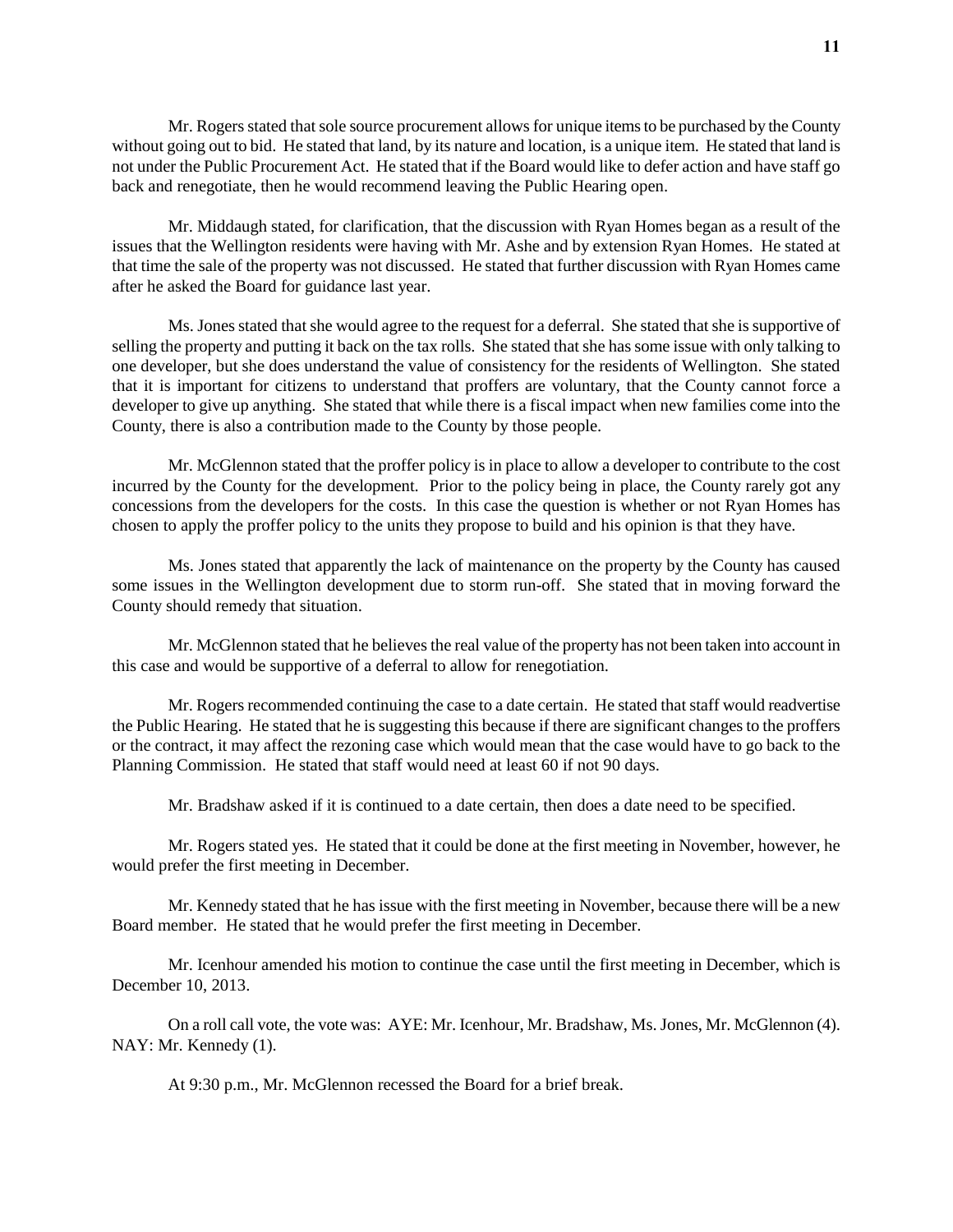Mr. Rogers stated that sole source procurement allows for unique items to be purchased by the County without going out to bid. He stated that land, by its nature and location, is a unique item. He stated that land is not under the Public Procurement Act. He stated that if the Board would like to defer action and have staff go back and renegotiate, then he would recommend leaving the Public Hearing open.

Mr. Middaugh stated, for clarification, that the discussion with Ryan Homes began as a result of the issues that the Wellington residents were having with Mr. Ashe and by extension Ryan Homes. He stated at that time the sale of the property was not discussed. He stated that further discussion with Ryan Homes came after he asked the Board for guidance last year.

Ms. Jones stated that she would agree to the request for a deferral. She stated that she is supportive of selling the property and putting it back on the tax rolls. She stated that she has some issue with only talking to one developer, but she does understand the value of consistency for the residents of Wellington. She stated that it is important for citizens to understand that proffers are voluntary, that the County cannot force a developer to give up anything. She stated that while there is a fiscal impact when new families come into the County, there is also a contribution made to the County by those people.

Mr. McGlennon stated that the proffer policy is in place to allow a developer to contribute to the cost incurred by the County for the development. Prior to the policy being in place, the County rarely got any concessions from the developers for the costs. In this case the question is whether or not Ryan Homes has chosen to apply the proffer policy to the units they propose to build and his opinion is that they have.

Ms. Jones stated that apparently the lack of maintenance on the property by the County has caused some issues in the Wellington development due to storm run-off. She stated that in moving forward the County should remedy that situation.

Mr. McGlennon stated that he believes the real value of the property has not been taken into account in this case and would be supportive of a deferral to allow for renegotiation.

Mr. Rogers recommended continuing the case to a date certain. He stated that staff would readvertise the Public Hearing. He stated that he is suggesting this because if there are significant changes to the proffers or the contract, it may affect the rezoning case which would mean that the case would have to go back to the Planning Commission. He stated that staff would need at least 60 if not 90 days.

Mr. Bradshaw asked if it is continued to a date certain, then does a date need to be specified.

Mr. Rogers stated yes. He stated that it could be done at the first meeting in November, however, he would prefer the first meeting in December.

Mr. Kennedy stated that he has issue with the first meeting in November, because there will be a new Board member. He stated that he would prefer the first meeting in December.

Mr. Icenhour amended his motion to continue the case until the first meeting in December, which is December 10, 2013.

On a roll call vote, the vote was: AYE: Mr. Icenhour, Mr. Bradshaw, Ms. Jones, Mr. McGlennon (4). NAY: Mr. Kennedy (1).

At 9:30 p.m., Mr. McGlennon recessed the Board for a brief break.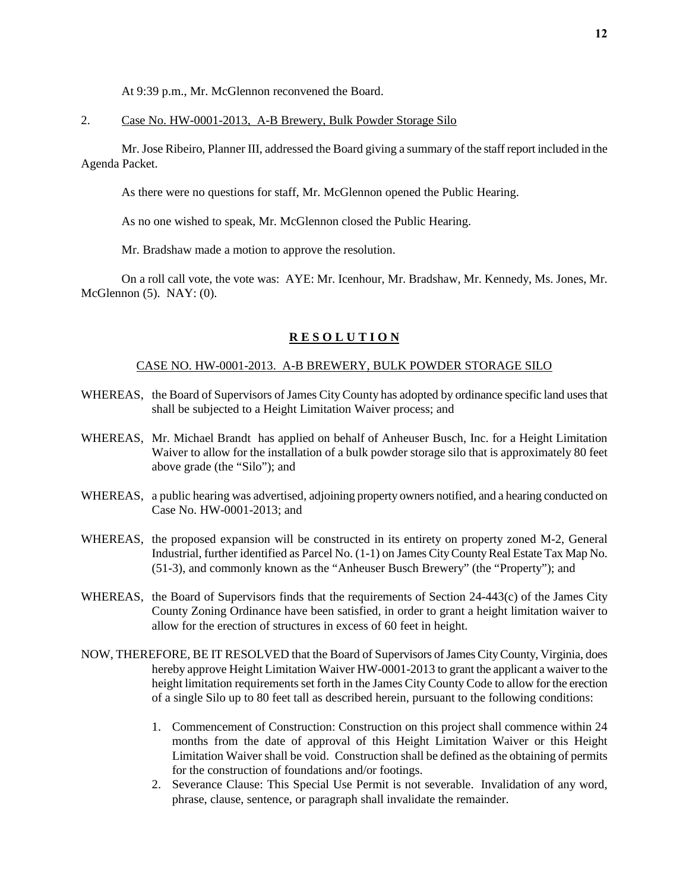At 9:39 p.m., Mr. McGlennon reconvened the Board.

2. Case No. HW-0001-2013, A-B Brewery, Bulk Powder Storage Silo

Mr. Jose Ribeiro, Planner III, addressed the Board giving a summary of the staff report included in the Agenda Packet.

As there were no questions for staff, Mr. McGlennon opened the Public Hearing.

As no one wished to speak, Mr. McGlennon closed the Public Hearing.

Mr. Bradshaw made a motion to approve the resolution.

On a roll call vote, the vote was: AYE: Mr. Icenhour, Mr. Bradshaw, Mr. Kennedy, Ms. Jones, Mr. McGlennon (5). NAY: (0).

**R E S O L U T I O N**

CASE NO. HW-0001-2013. A-B BREWERY, BULK POWDER STORAGE SILO

WHEREAS, the Board of Supervisors of James City County has adopted by ordinance specific land uses that shall be subjected to a Height Limitation Waiver process; and

WHEREAS, Mr. Michael Brandt has applied on behalf of Anheuser Busch, Inc. for a Height Limitation Waiver to allow for the installation of a bulk powder storage silo that is approximately 80 feet above grade (the "Silo"); and

WHEREAS, a public hearing was advertised, adjoining property owners notified, and a hearing conducted on Case No. HW-0001-2013; and

WHEREAS, the proposed expansion will be constructed in its entirety on property zoned M-2, General Industrial, further identified as Parcel No. (1-1) on James City County Real Estate Tax Map No. (51-3), and commonly known as the "Anheuser Busch Brewery" (the "Property"); and

WHEREAS, the Board of Supervisors finds that the requirements of Section 24-443(c) of the James City County Zoning Ordinance have been satisfied, in order to grant a height limitation waiver to allow for the erection of structures in excess of 60 feet in height.

NOW, THEREFORE, BE IT RESOLVED that the Board of Supervisors of James City County, Virginia, does hereby approve Height Limitation Waiver HW-0001-2013 to grant the applicant a waiver to the height limitation requirements set forth in the James City County Code to allow for the erection of a single Silo up to 80 feet tall as described herein, pursuant to the following conditions:

1. Commencement of Construction: Construction on this project shall commence within 24 months from the date of approval of this Height Limitation Waiver or this Height Limitation Waiver shall be void. Construction shall be defined as the obtaining of permits for the construction of foundations and/or footings.
2. Severance Clause: This Special Use Permit is not severable. Invalidation of any word, phrase, clause, sentence, or paragraph shall invalidate the remainder.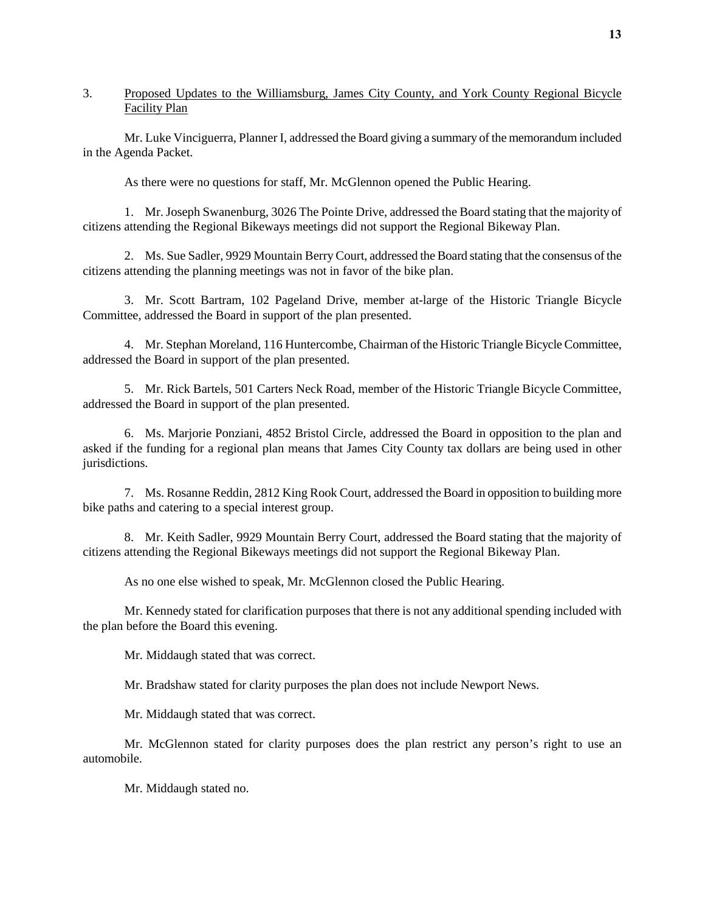3. Proposed Updates to the Williamsburg, James City County, and York County Regional Bicycle Facility Plan

Mr. Luke Vinciguerra, Planner I, addressed the Board giving a summary of the memorandum included in the Agenda Packet.

As there were no questions for staff, Mr. McGlennon opened the Public Hearing.

1. Mr. Joseph Swanenburg, 3026 The Pointe Drive, addressed the Board stating that the majority of citizens attending the Regional Bikeways meetings did not support the Regional Bikeway Plan.

2. Ms. Sue Sadler, 9929 Mountain Berry Court, addressed the Board stating that the consensus of the citizens attending the planning meetings was not in favor of the bike plan.

3. Mr. Scott Bartram, 102 Pageland Drive, member at-large of the Historic Triangle Bicycle Committee, addressed the Board in support of the plan presented.

4. Mr. Stephan Moreland, 116 Huntercombe, Chairman of the Historic Triangle Bicycle Committee, addressed the Board in support of the plan presented.

5. Mr. Rick Bartels, 501 Carters Neck Road, member of the Historic Triangle Bicycle Committee, addressed the Board in support of the plan presented.

6. Ms. Marjorie Ponziani, 4852 Bristol Circle, addressed the Board in opposition to the plan and asked if the funding for a regional plan means that James City County tax dollars are being used in other jurisdictions.

7. Ms. Rosanne Reddin, 2812 King Rook Court, addressed the Board in opposition to building more bike paths and catering to a special interest group.

8. Mr. Keith Sadler, 9929 Mountain Berry Court, addressed the Board stating that the majority of citizens attending the Regional Bikeways meetings did not support the Regional Bikeway Plan.

As no one else wished to speak, Mr. McGlennon closed the Public Hearing.

Mr. Kennedy stated for clarification purposes that there is not any additional spending included with the plan before the Board this evening.

Mr. Middaugh stated that was correct.

Mr. Bradshaw stated for clarity purposes the plan does not include Newport News.

Mr. Middaugh stated that was correct.

Mr. McGlennon stated for clarity purposes does the plan restrict any person's right to use an automobile.

Mr. Middaugh stated no.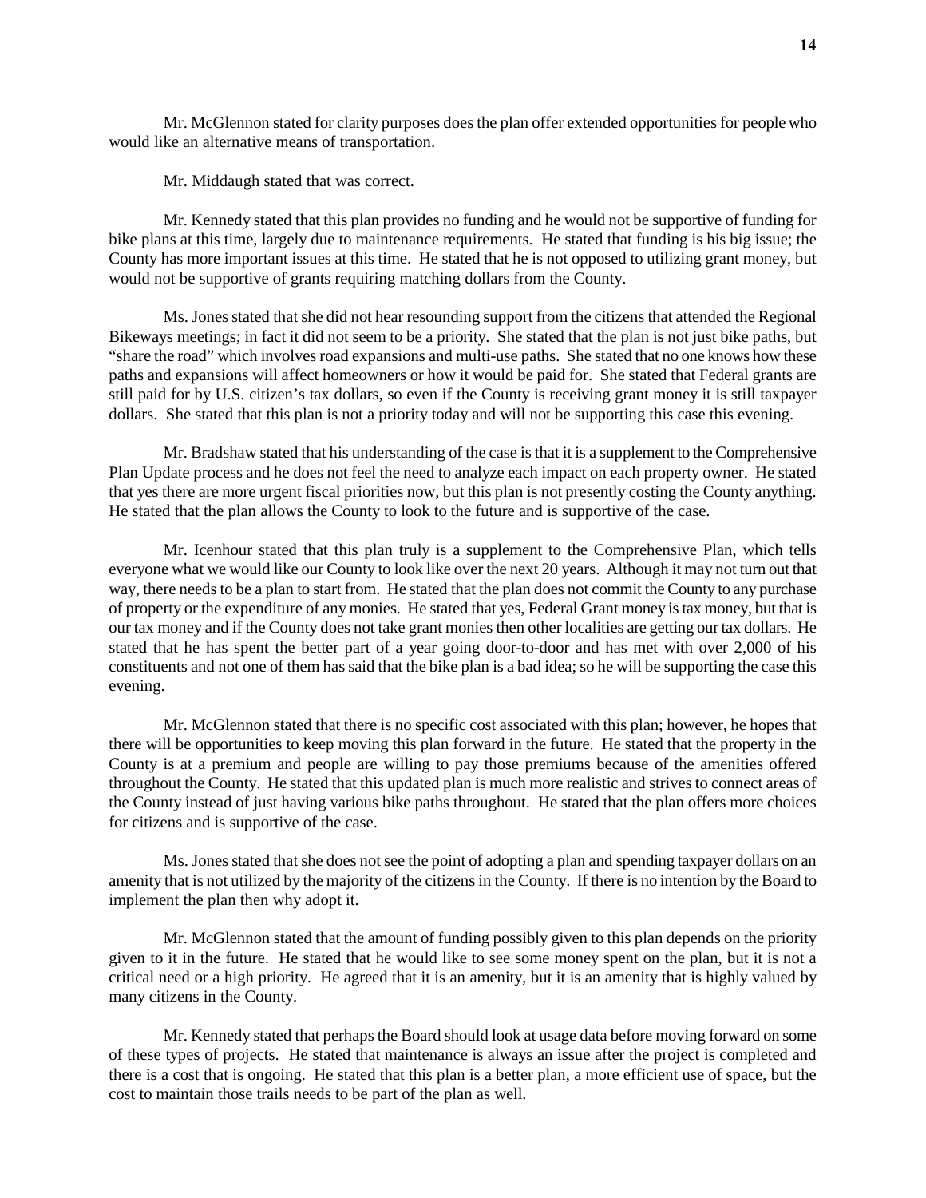Mr. McGlennon stated for clarity purposes does the plan offer extended opportunities for people who would like an alternative means of transportation.

Mr. Middaugh stated that was correct.

Mr. Kennedy stated that this plan provides no funding and he would not be supportive of funding for bike plans at this time, largely due to maintenance requirements. He stated that funding is his big issue; the County has more important issues at this time. He stated that he is not opposed to utilizing grant money, but would not be supportive of grants requiring matching dollars from the County.

Ms. Jones stated that she did not hear resounding support from the citizens that attended the Regional Bikeways meetings; in fact it did not seem to be a priority. She stated that the plan is not just bike paths, but "share the road" which involves road expansions and multi-use paths. She stated that no one knows how these paths and expansions will affect homeowners or how it would be paid for. She stated that Federal grants are still paid for by U.S. citizen's tax dollars, so even if the County is receiving grant money it is still taxpayer dollars. She stated that this plan is not a priority today and will not be supporting this case this evening.

Mr. Bradshaw stated that his understanding of the case is that it is a supplement to the Comprehensive Plan Update process and he does not feel the need to analyze each impact on each property owner. He stated that yes there are more urgent fiscal priorities now, but this plan is not presently costing the County anything. He stated that the plan allows the County to look to the future and is supportive of the case.

Mr. Icenhour stated that this plan truly is a supplement to the Comprehensive Plan, which tells everyone what we would like our County to look like over the next 20 years. Although it may not turn out that way, there needs to be a plan to start from. He stated that the plan does not commit the County to any purchase of property or the expenditure of any monies. He stated that yes, Federal Grant money is tax money, but that is our tax money and if the County does not take grant monies then other localities are getting our tax dollars. He stated that he has spent the better part of a year going door-to-door and has met with over 2,000 of his constituents and not one of them has said that the bike plan is a bad idea; so he will be supporting the case this evening.

Mr. McGlennon stated that there is no specific cost associated with this plan; however, he hopes that there will be opportunities to keep moving this plan forward in the future. He stated that the property in the County is at a premium and people are willing to pay those premiums because of the amenities offered throughout the County. He stated that this updated plan is much more realistic and strives to connect areas of the County instead of just having various bike paths throughout. He stated that the plan offers more choices for citizens and is supportive of the case.

Ms. Jones stated that she does not see the point of adopting a plan and spending taxpayer dollars on an amenity that is not utilized by the majority of the citizens in the County. If there is no intention by the Board to implement the plan then why adopt it.

Mr. McGlennon stated that the amount of funding possibly given to this plan depends on the priority given to it in the future. He stated that he would like to see some money spent on the plan, but it is not a critical need or a high priority. He agreed that it is an amenity, but it is an amenity that is highly valued by many citizens in the County.

Mr. Kennedy stated that perhaps the Board should look at usage data before moving forward on some of these types of projects. He stated that maintenance is always an issue after the project is completed and there is a cost that is ongoing. He stated that this plan is a better plan, a more efficient use of space, but the cost to maintain those trails needs to be part of the plan as well.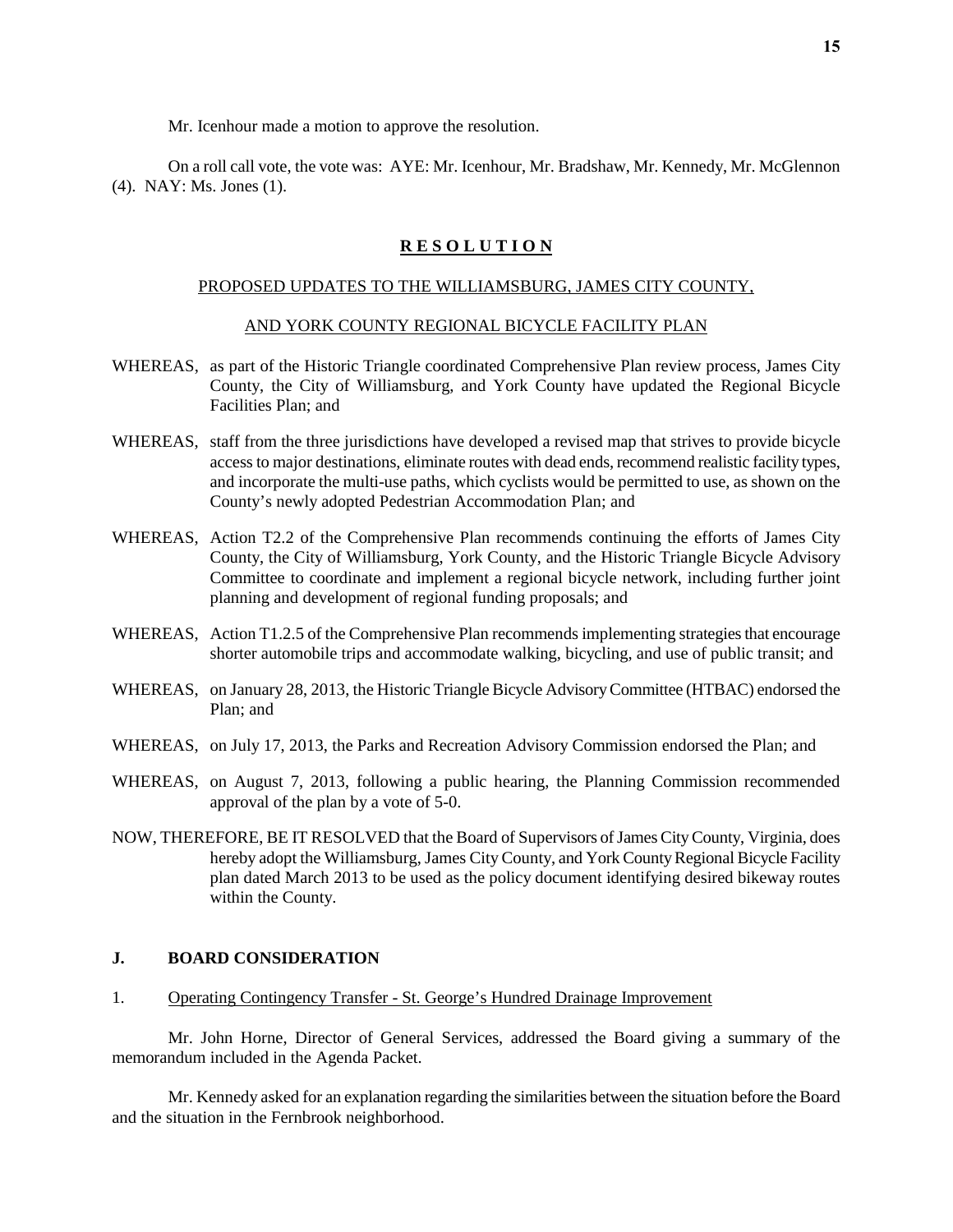Mr. Icenhour made a motion to approve the resolution.

On a roll call vote, the vote was: AYE: Mr. Icenhour, Mr. Bradshaw, Mr. Kennedy, Mr. McGlennon (4). NAY: Ms. Jones (1).

## R E S O L U T I O N

PROPOSED UPDATES TO THE WILLIAMSBURG, JAMES CITY COUNTY,

AND YORK COUNTY REGIONAL BICYCLE FACILITY PLAN

WHEREAS, as part of the Historic Triangle coordinated Comprehensive Plan review process, James City County, the City of Williamsburg, and York County have updated the Regional Bicycle Facilities Plan; and

WHEREAS, staff from the three jurisdictions have developed a revised map that strives to provide bicycle access to major destinations, eliminate routes with dead ends, recommend realistic facility types, and incorporate the multi-use paths, which cyclists would be permitted to use, as shown on the County's newly adopted Pedestrian Accommodation Plan; and

WHEREAS, Action T2.2 of the Comprehensive Plan recommends continuing the efforts of James City County, the City of Williamsburg, York County, and the Historic Triangle Bicycle Advisory Committee to coordinate and implement a regional bicycle network, including further joint planning and development of regional funding proposals; and

WHEREAS, Action T1.2.5 of the Comprehensive Plan recommends implementing strategies that encourage shorter automobile trips and accommodate walking, bicycling, and use of public transit; and

WHEREAS, on January 28, 2013, the Historic Triangle Bicycle Advisory Committee (HTBAC) endorsed the Plan; and

WHEREAS, on July 17, 2013, the Parks and Recreation Advisory Commission endorsed the Plan; and

WHEREAS, on August 7, 2013, following a public hearing, the Planning Commission recommended approval of the plan by a vote of 5-0.

NOW, THEREFORE, BE IT RESOLVED that the Board of Supervisors of James City County, Virginia, does hereby adopt the Williamsburg, James City County, and York County Regional Bicycle Facility plan dated March 2013 to be used as the policy document identifying desired bikeway routes within the County.

## J. BOARD CONSIDERATION

1. Operating Contingency Transfer - St. George's Hundred Drainage Improvement

Mr. John Horne, Director of General Services, addressed the Board giving a summary of the memorandum included in the Agenda Packet.

Mr. Kennedy asked for an explanation regarding the similarities between the situation before the Board and the situation in the Fernbrook neighborhood.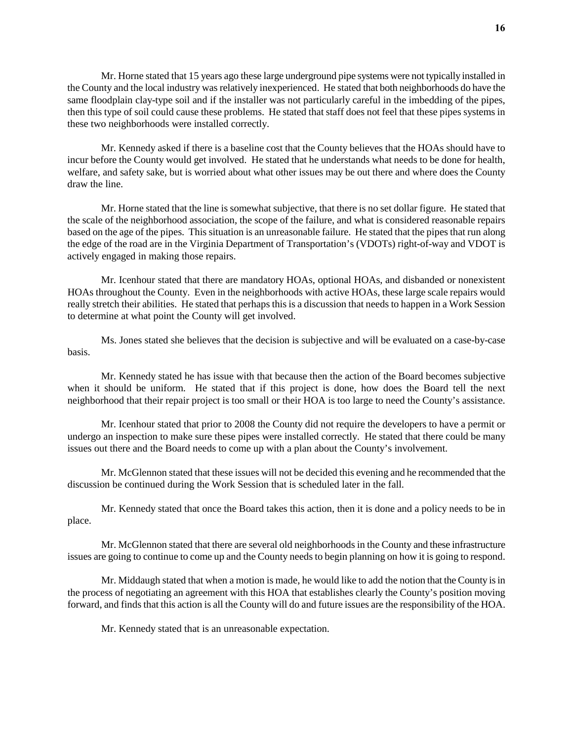Mr. Horne stated that 15 years ago these large underground pipe systems were not typically installed in the County and the local industry was relatively inexperienced. He stated that both neighborhoods do have the same floodplain clay-type soil and if the installer was not particularly careful in the imbedding of the pipes, then this type of soil could cause these problems. He stated that staff does not feel that these pipes systems in these two neighborhoods were installed correctly.

Mr. Kennedy asked if there is a baseline cost that the County believes that the HOAs should have to incur before the County would get involved. He stated that he understands what needs to be done for health, welfare, and safety sake, but is worried about what other issues may be out there and where does the County draw the line.

Mr. Horne stated that the line is somewhat subjective, that there is no set dollar figure. He stated that the scale of the neighborhood association, the scope of the failure, and what is considered reasonable repairs based on the age of the pipes. This situation is an unreasonable failure. He stated that the pipes that run along the edge of the road are in the Virginia Department of Transportation's (VDOTs) right-of-way and VDOT is actively engaged in making those repairs.

Mr. Icenhour stated that there are mandatory HOAs, optional HOAs, and disbanded or nonexistent HOAs throughout the County. Even in the neighborhoods with active HOAs, these large scale repairs would really stretch their abilities. He stated that perhaps this is a discussion that needs to happen in a Work Session to determine at what point the County will get involved.

Ms. Jones stated she believes that the decision is subjective and will be evaluated on a case-by-case basis.

Mr. Kennedy stated he has issue with that because then the action of the Board becomes subjective when it should be uniform. He stated that if this project is done, how does the Board tell the next neighborhood that their repair project is too small or their HOA is too large to need the County's assistance.

Mr. Icenhour stated that prior to 2008 the County did not require the developers to have a permit or undergo an inspection to make sure these pipes were installed correctly. He stated that there could be many issues out there and the Board needs to come up with a plan about the County's involvement.

Mr. McGlennon stated that these issues will not be decided this evening and he recommended that the discussion be continued during the Work Session that is scheduled later in the fall.

Mr. Kennedy stated that once the Board takes this action, then it is done and a policy needs to be in place.

Mr. McGlennon stated that there are several old neighborhoods in the County and these infrastructure issues are going to continue to come up and the County needs to begin planning on how it is going to respond.

Mr. Middaugh stated that when a motion is made, he would like to add the notion that the County is in the process of negotiating an agreement with this HOA that establishes clearly the County's position moving forward, and finds that this action is all the County will do and future issues are the responsibility of the HOA.

Mr. Kennedy stated that is an unreasonable expectation.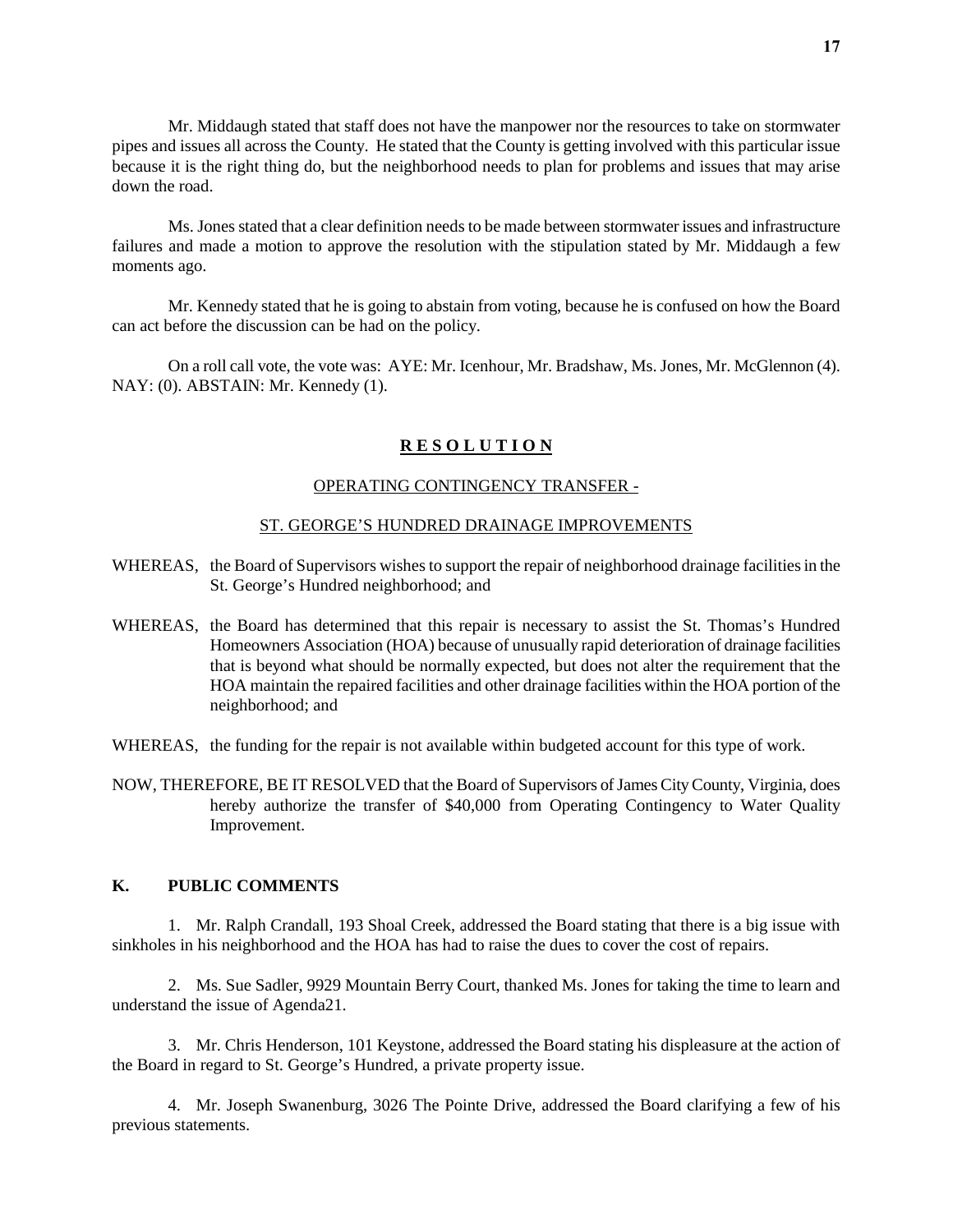Mr. Middaugh stated that staff does not have the manpower nor the resources to take on stormwater pipes and issues all across the County. He stated that the County is getting involved with this particular issue because it is the right thing do, but the neighborhood needs to plan for problems and issues that may arise down the road.

Ms. Jones stated that a clear definition needs to be made between stormwater issues and infrastructure failures and made a motion to approve the resolution with the stipulation stated by Mr. Middaugh a few moments ago.

Mr. Kennedy stated that he is going to abstain from voting, because he is confused on how the Board can act before the discussion can be had on the policy.

On a roll call vote, the vote was: AYE: Mr. Icenhour, Mr. Bradshaw, Ms. Jones, Mr. McGlennon (4). NAY: (0). ABSTAIN: Mr. Kennedy (1).

**R E S O L U T I O N**

OPERATING CONTINGENCY TRANSFER -

ST. GEORGE'S HUNDRED DRAINAGE IMPROVEMENTS

WHEREAS, the Board of Supervisors wishes to support the repair of neighborhood drainage facilities in the St. George's Hundred neighborhood; and

WHEREAS, the Board has determined that this repair is necessary to assist the St. Thomas's Hundred Homeowners Association (HOA) because of unusually rapid deterioration of drainage facilities that is beyond what should be normally expected, but does not alter the requirement that the HOA maintain the repaired facilities and other drainage facilities within the HOA portion of the neighborhood; and

WHEREAS, the funding for the repair is not available within budgeted account for this type of work.

NOW, THEREFORE, BE IT RESOLVED that the Board of Supervisors of James City County, Virginia, does hereby authorize the transfer of $40,000 from Operating Contingency to Water Quality Improvement.

## K. PUBLIC COMMENTS

1. Mr. Ralph Crandall, 193 Shoal Creek, addressed the Board stating that there is a big issue with sinkholes in his neighborhood and the HOA has had to raise the dues to cover the cost of repairs.

2. Ms. Sue Sadler, 9929 Mountain Berry Court, thanked Ms. Jones for taking the time to learn and understand the issue of Agenda21.

3. Mr. Chris Henderson, 101 Keystone, addressed the Board stating his displeasure at the action of the Board in regard to St. George's Hundred, a private property issue.

4. Mr. Joseph Swanenburg, 3026 The Pointe Drive, addressed the Board clarifying a few of his previous statements.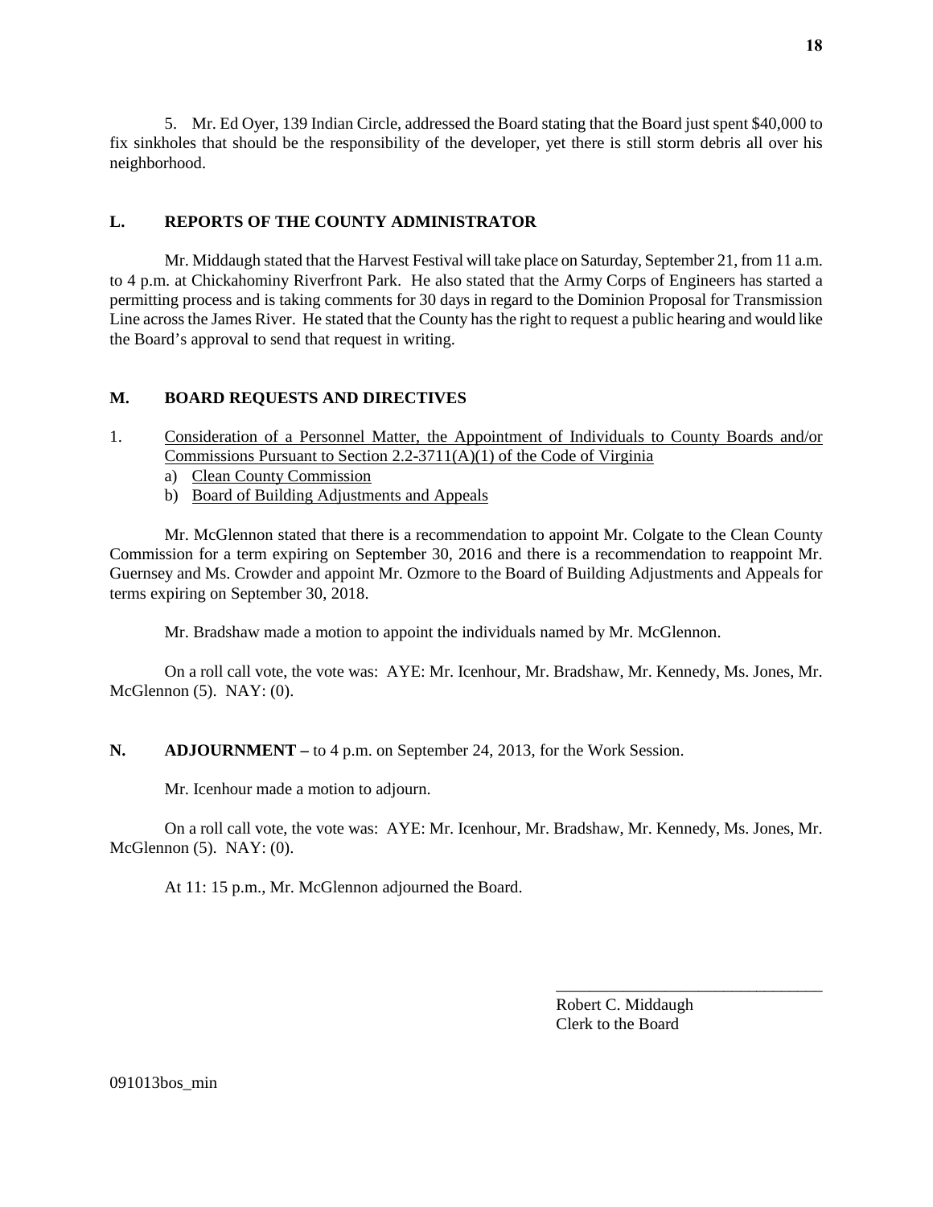5. Mr. Ed Oyer, 139 Indian Circle, addressed the Board stating that the Board just spent $40,000 to fix sinkholes that should be the responsibility of the developer, yet there is still storm debris all over his neighborhood.

## L. REPORTS OF THE COUNTY ADMINISTRATOR

Mr. Middaugh stated that the Harvest Festival will take place on Saturday, September 21, from 11 a.m. to 4 p.m. at Chickahominy Riverfront Park. He also stated that the Army Corps of Engineers has started a permitting process and is taking comments for 30 days in regard to the Dominion Proposal for Transmission Line across the James River. He stated that the County has the right to request a public hearing and would like the Board's approval to send that request in writing.

## M. BOARD REQUESTS AND DIRECTIVES

1. Consideration of a Personnel Matter, the Appointment of Individuals to County Boards and/or Commissions Pursuant to Section 2.2-3711(A)(1) of the Code of Virginia
   a) Clean County Commission
   b) Board of Building Adjustments and Appeals

Mr. McGlennon stated that there is a recommendation to appoint Mr. Colgate to the Clean County Commission for a term expiring on September 30, 2016 and there is a recommendation to reappoint Mr. Guernsey and Ms. Crowder and appoint Mr. Ozmore to the Board of Building Adjustments and Appeals for terms expiring on September 30, 2018.

Mr. Bradshaw made a motion to appoint the individuals named by Mr. McGlennon.

On a roll call vote, the vote was: AYE: Mr. Icenhour, Mr. Bradshaw, Mr. Kennedy, Ms. Jones, Mr. McGlennon (5). NAY: (0).

## N. ADJOURNMENT – to 4 p.m. on September 24, 2013, for the Work Session.

Mr. Icenhour made a motion to adjourn.

On a roll call vote, the vote was: AYE: Mr. Icenhour, Mr. Bradshaw, Mr. Kennedy, Ms. Jones, Mr. McGlennon (5). NAY: (0).

At 11: 15 p.m., Mr. McGlennon adjourned the Board.

\_\_\_\_\_\_\_\_\_\_\_\_\_\_\_\_\_\_\_\_\_\_\_\_\_\_\_\_\_\_\_\_

Robert C. Middaugh
Clerk to the Board

091013bos_min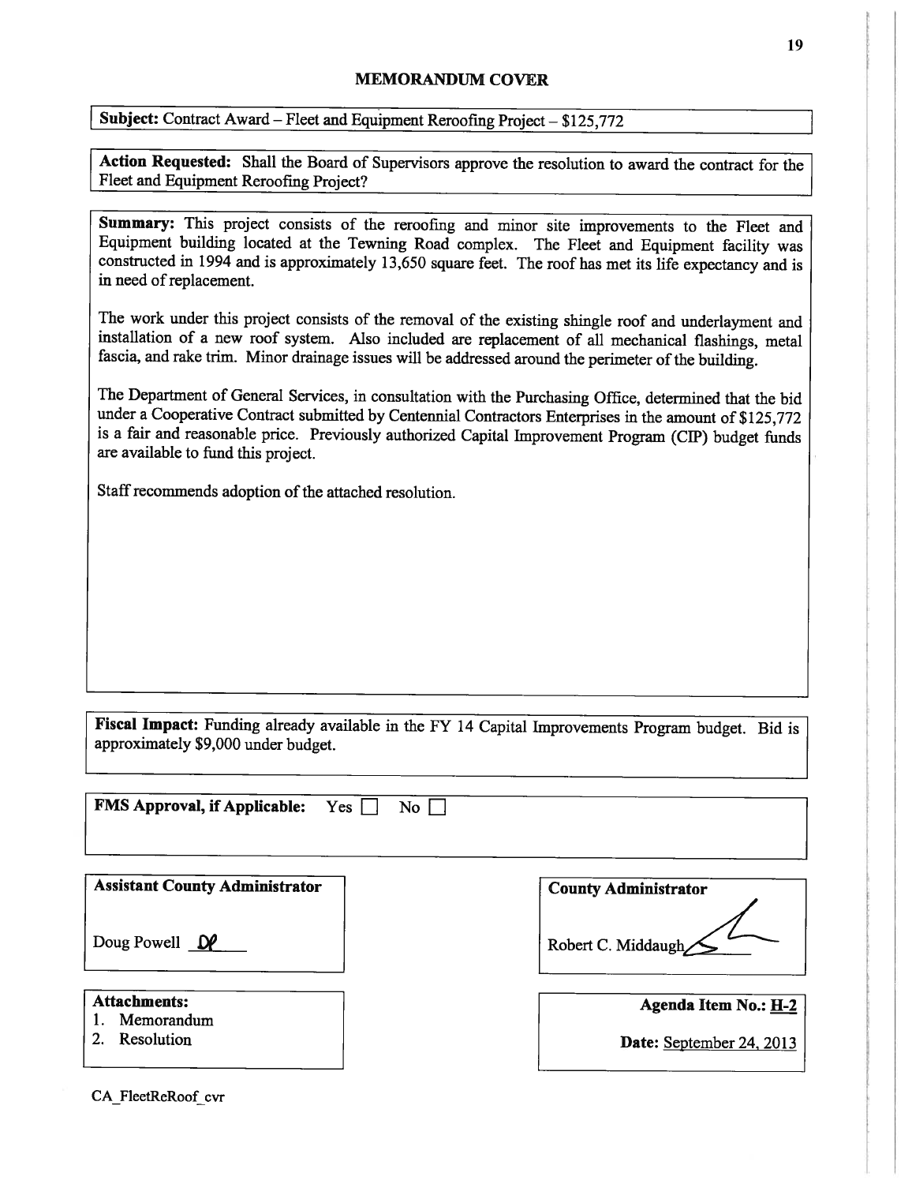## MEMORANDUM COVER

**Subject:** Contract Award – Fleet and Equipment Reroofing Project – $125,772

**Action Requested:** Shall the Board of Supervisors approve the resolution to award the contract for the Fleet and Equipment Reroofing Project?

**Summary:** This project consists of the reroofing and minor site improvements to the Fleet and Equipment building located at the Tewning Road complex. The Fleet and Equipment facility was constructed in 1994 and is approximately 13,650 square feet. The roof has met its life expectancy and is in need of replacement.

The work under this project consists of the removal of the existing shingle roof and underlayment and installation of a new roof system. Also included are replacement of all mechanical flashings, metal fascia, and rake trim. Minor drainage issues will be addressed around the perimeter of the building.

The Department of General Services, in consultation with the Purchasing Office, determined that the bid under a Cooperative Contract submitted by Centennial Contractors Enterprises in the amount of $125,772 is a fair and reasonable price. Previously authorized Capital Improvement Program (CIP) budget funds are available to fund this project.

Staff recommends adoption of the attached resolution.

**Fiscal Impact:** Funding already available in the FY 14 Capital Improvements Program budget. Bid is approximately $9,000 under budget.

**FMS Approval, if Applicable:** Yes ☐ No ☐

**Assistant County Administrator**

Doug Powell DP

**County Administrator**

Robert C. Middaugh

**Attachments:**
1. Memorandum
2. Resolution

**Agenda Item No.:** H-2

**Date:** September 24, 2013

CA_FleetReRoof_cvr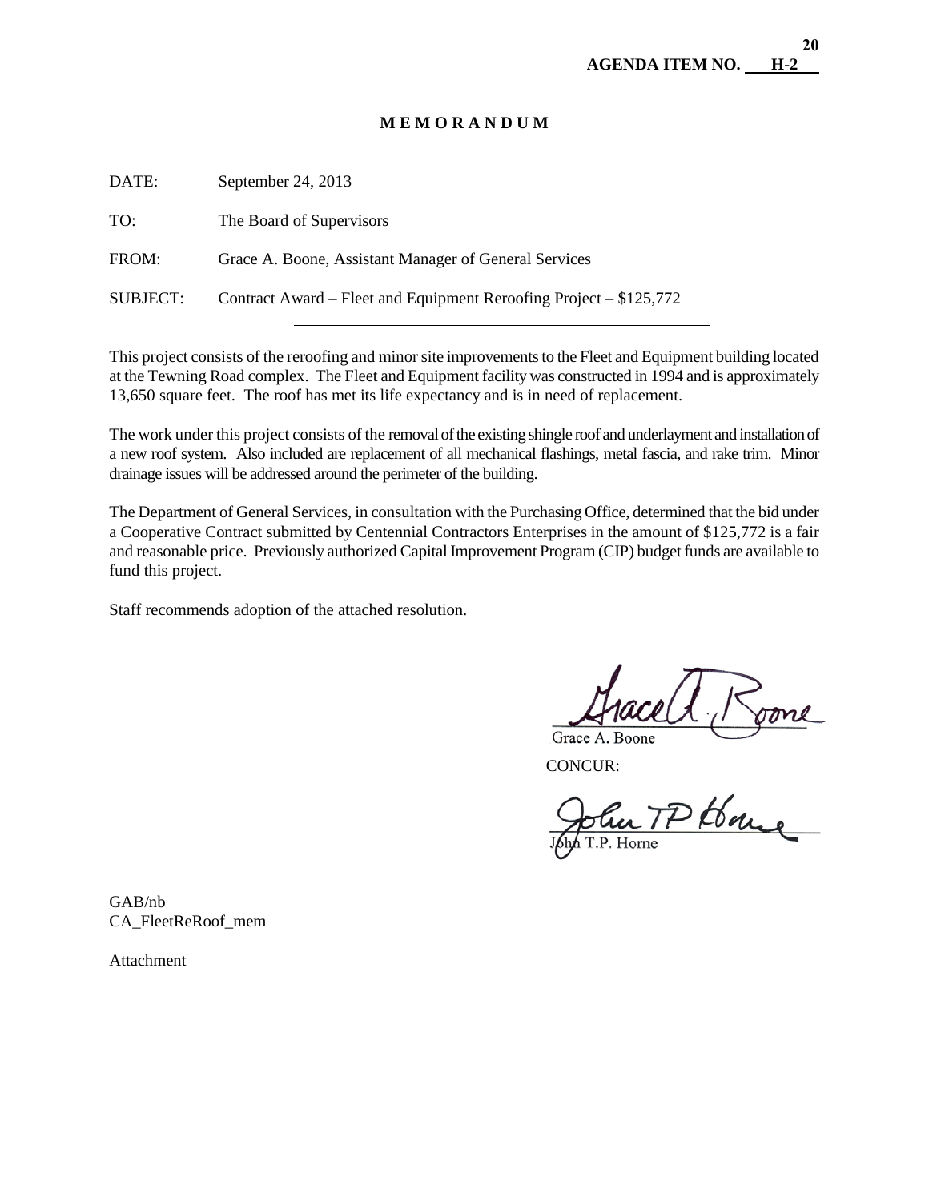**AGENDA ITEM NO. H-2**

# M E M O R A N D U M

DATE: September 24, 2013

TO: The Board of Supervisors

FROM: Grace A. Boone, Assistant Manager of General Services

SUBJECT: Contract Award – Fleet and Equipment Reroofing Project – $125,772

---

This project consists of the reroofing and minor site improvements to the Fleet and Equipment building located at the Tewning Road complex. The Fleet and Equipment facility was constructed in 1994 and is approximately 13,650 square feet. The roof has met its life expectancy and is in need of replacement.

The work under this project consists of the removal of the existing shingle roof and underlayment and installation of a new roof system. Also included are replacement of all mechanical flashings, metal fascia, and rake trim. Minor drainage issues will be addressed around the perimeter of the building.

The Department of General Services, in consultation with the Purchasing Office, determined that the bid under a Cooperative Contract submitted by Centennial Contractors Enterprises in the amount of $125,772 is a fair and reasonable price. Previously authorized Capital Improvement Program (CIP) budget funds are available to fund this project.

Staff recommends adoption of the attached resolution.

Grace A. Boone

CONCUR:

John T.P. Horne

GAB/nb
CA_FleetReRoof_mem

Attachment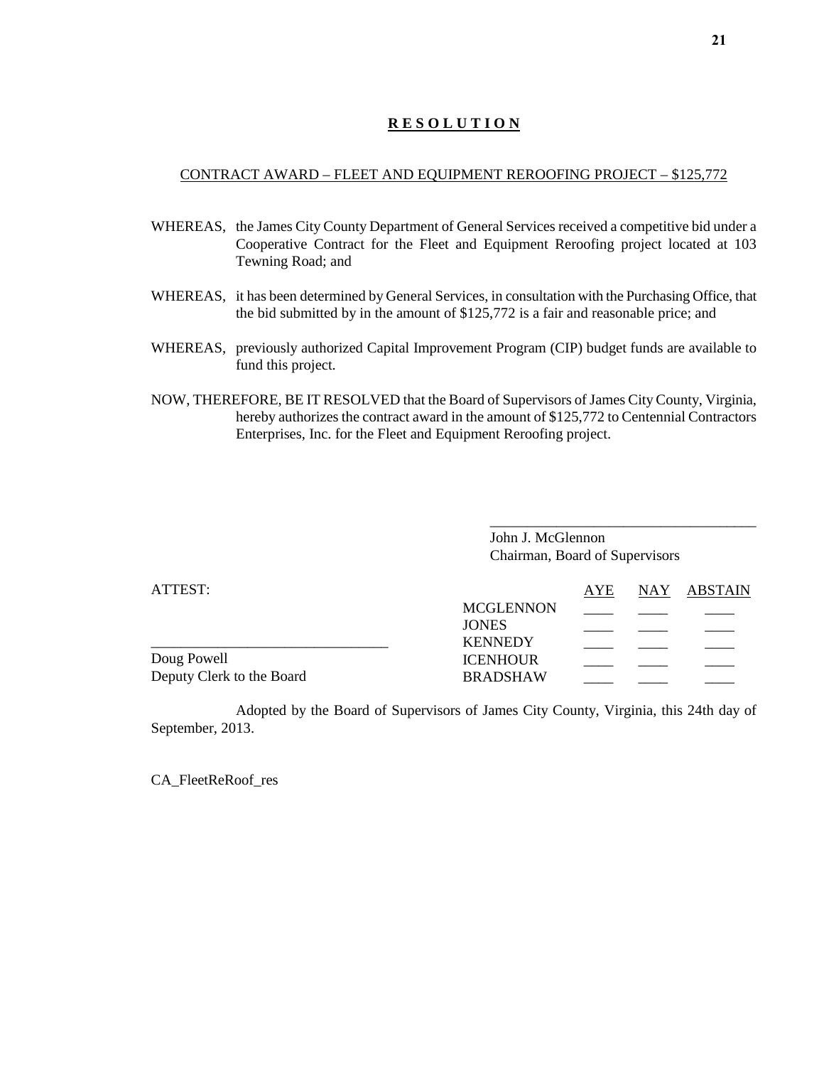# **R E S O L U T I O N**

CONTRACT AWARD – FLEET AND EQUIPMENT REROOFING PROJECT – $125,772

WHEREAS, the James City County Department of General Services received a competitive bid under a Cooperative Contract for the Fleet and Equipment Reroofing project located at 103 Tewning Road; and

WHEREAS, it has been determined by General Services, in consultation with the Purchasing Office, that the bid submitted by in the amount of $125,772 is a fair and reasonable price; and

WHEREAS, previously authorized Capital Improvement Program (CIP) budget funds are available to fund this project.

NOW, THEREFORE, BE IT RESOLVED that the Board of Supervisors of James City County, Virginia, hereby authorizes the contract award in the amount of $125,772 to Centennial Contractors Enterprises, Inc. for the Fleet and Equipment Reroofing project.

\_\_\_\_\_\_\_\_\_\_\_\_\_\_\_\_\_\_\_\_\_\_\_\_\_\_\_\_\_\_\_\_\_\_\_\_
John J. McGlennon
Chairman, Board of Supervisors

ATTEST:

\_\_\_\_\_\_\_\_\_\_\_\_\_\_\_\_\_\_\_\_\_\_\_\_\_\_\_\_\_\_\_\_
Doug Powell
Deputy Clerk to the Board

| | AYE | NAY | ABSTAIN |
|---|---|---|---|
| MCGLENNON | \_\_\_\_ | \_\_\_\_ | \_\_\_\_ |
| JONES | \_\_\_\_ | \_\_\_\_ | \_\_\_\_ |
| KENNEDY | \_\_\_\_ | \_\_\_\_ | \_\_\_\_ |
| ICENHOUR | \_\_\_\_ | \_\_\_\_ | \_\_\_\_ |
| BRADSHAW | \_\_\_\_ | \_\_\_\_ | \_\_\_\_ |

Adopted by the Board of Supervisors of James City County, Virginia, this 24th day of September, 2013.

CA_FleetReRoof_res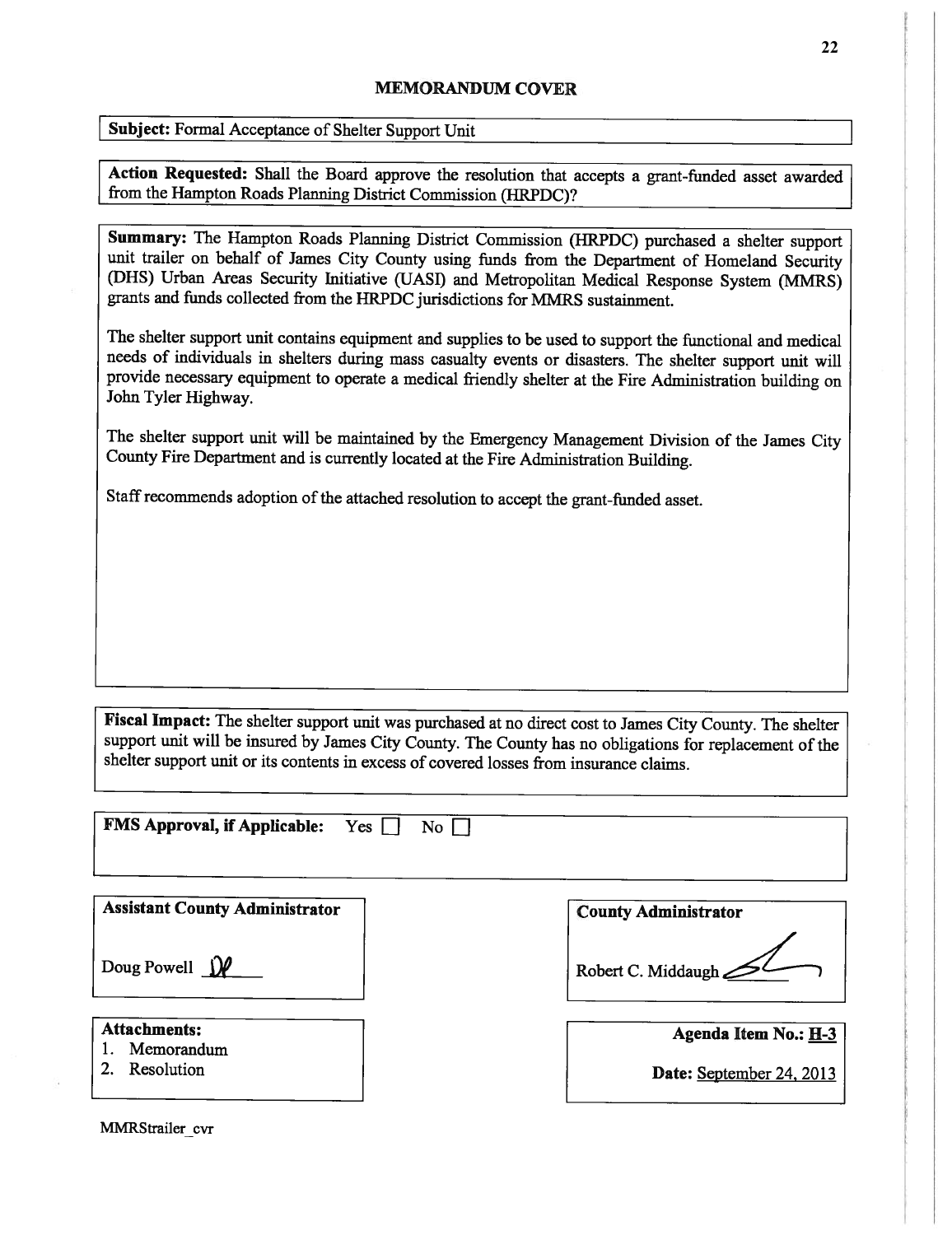# MEMORANDUM COVER

**Subject:** Formal Acceptance of Shelter Support Unit

**Action Requested:** Shall the Board approve the resolution that accepts a grant-funded asset awarded from the Hampton Roads Planning District Commission (HRPDC)?

**Summary:** The Hampton Roads Planning District Commission (HRPDC) purchased a shelter support unit trailer on behalf of James City County using funds from the Department of Homeland Security (DHS) Urban Areas Security Initiative (UASI) and Metropolitan Medical Response System (MMRS) grants and funds collected from the HRPDC jurisdictions for MMRS sustainment.

The shelter support unit contains equipment and supplies to be used to support the functional and medical needs of individuals in shelters during mass casualty events or disasters. The shelter support unit will provide necessary equipment to operate a medical friendly shelter at the Fire Administration building on John Tyler Highway.

The shelter support unit will be maintained by the Emergency Management Division of the James City County Fire Department and is currently located at the Fire Administration Building.

Staff recommends adoption of the attached resolution to accept the grant-funded asset.

**Fiscal Impact:** The shelter support unit was purchased at no direct cost to James City County. The shelter support unit will be insured by James City County. The County has no obligations for replacement of the shelter support unit or its contents in excess of covered losses from insurance claims.

**FMS Approval, if Applicable:** Yes ☐ No ☐

**Assistant County Administrator**

Doug Powell DP

**County Administrator**

Robert C. Middaugh

**Attachments:**
1. Memorandum
2. Resolution

**Agenda Item No.:** H-3

**Date:** September 24, 2013

MMRStrailer_cvr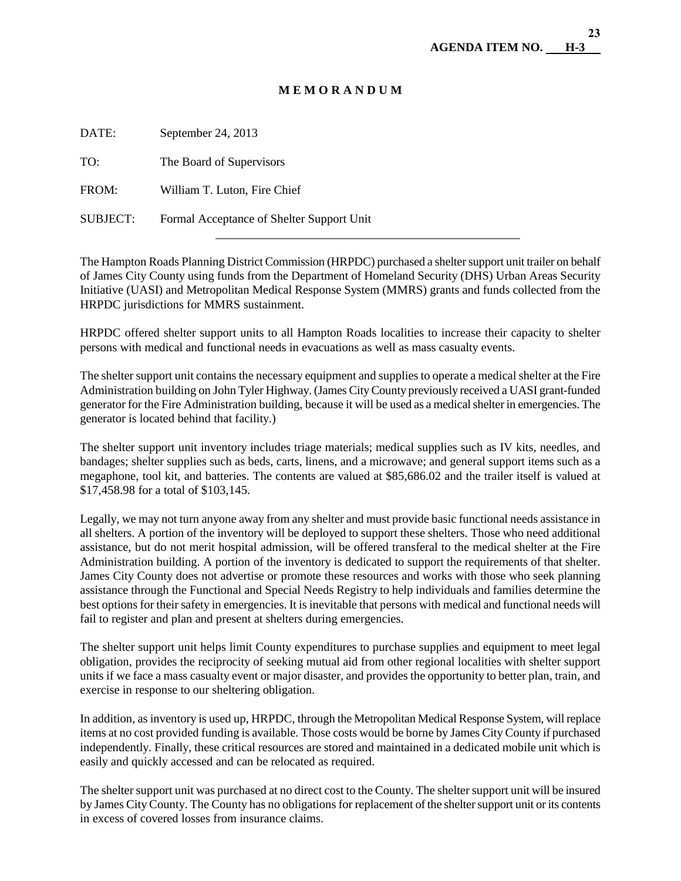AGENDA ITEM NO. **H-3**

# M E M O R A N D U M

DATE: September 24, 2013

TO: The Board of Supervisors

FROM: William T. Luton, Fire Chief

SUBJECT: Formal Acceptance of Shelter Support Unit

---

The Hampton Roads Planning District Commission (HRPDC) purchased a shelter support unit trailer on behalf of James City County using funds from the Department of Homeland Security (DHS) Urban Areas Security Initiative (UASI) and Metropolitan Medical Response System (MMRS) grants and funds collected from the HRPDC jurisdictions for MMRS sustainment.

HRPDC offered shelter support units to all Hampton Roads localities to increase their capacity to shelter persons with medical and functional needs in evacuations as well as mass casualty events.

The shelter support unit contains the necessary equipment and supplies to operate a medical shelter at the Fire Administration building on John Tyler Highway. (James City County previously received a UASI grant-funded generator for the Fire Administration building, because it will be used as a medical shelter in emergencies. The generator is located behind that facility.)

The shelter support unit inventory includes triage materials; medical supplies such as IV kits, needles, and bandages; shelter supplies such as beds, carts, linens, and a microwave; and general support items such as a megaphone, tool kit, and batteries. The contents are valued at $85,686.02 and the trailer itself is valued at $17,458.98 for a total of $103,145.

Legally, we may not turn anyone away from any shelter and must provide basic functional needs assistance in all shelters. A portion of the inventory will be deployed to support these shelters. Those who need additional assistance, but do not merit hospital admission, will be offered transferal to the medical shelter at the Fire Administration building. A portion of the inventory is dedicated to support the requirements of that shelter. James City County does not advertise or promote these resources and works with those who seek planning assistance through the Functional and Special Needs Registry to help individuals and families determine the best options for their safety in emergencies. It is inevitable that persons with medical and functional needs will fail to register and plan and present at shelters during emergencies.

The shelter support unit helps limit County expenditures to purchase supplies and equipment to meet legal obligation, provides the reciprocity of seeking mutual aid from other regional localities with shelter support units if we face a mass casualty event or major disaster, and provides the opportunity to better plan, train, and exercise in response to our sheltering obligation.

In addition, as inventory is used up, HRPDC, through the Metropolitan Medical Response System, will replace items at no cost provided funding is available. Those costs would be borne by James City County if purchased independently. Finally, these critical resources are stored and maintained in a dedicated mobile unit which is easily and quickly accessed and can be relocated as required.

The shelter support unit was purchased at no direct cost to the County. The shelter support unit will be insured by James City County. The County has no obligations for replacement of the shelter support unit or its contents in excess of covered losses from insurance claims.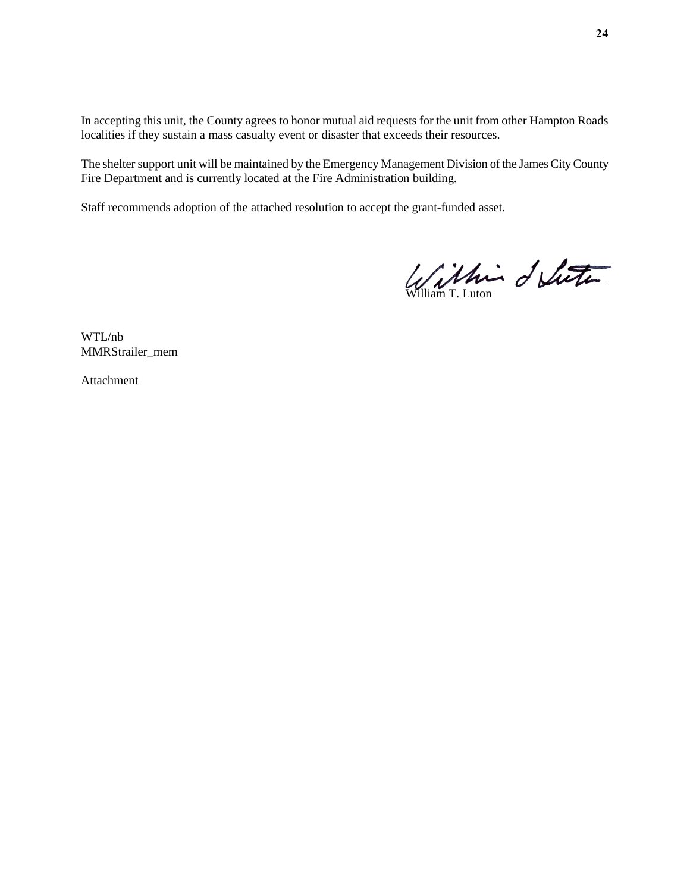In accepting this unit, the County agrees to honor mutual aid requests for the unit from other Hampton Roads localities if they sustain a mass casualty event or disaster that exceeds their resources.

The shelter support unit will be maintained by the Emergency Management Division of the James City County Fire Department and is currently located at the Fire Administration building.

Staff recommends adoption of the attached resolution to accept the grant-funded asset.

William T. Luton

WTL/nb
MMRStrailer_mem

Attachment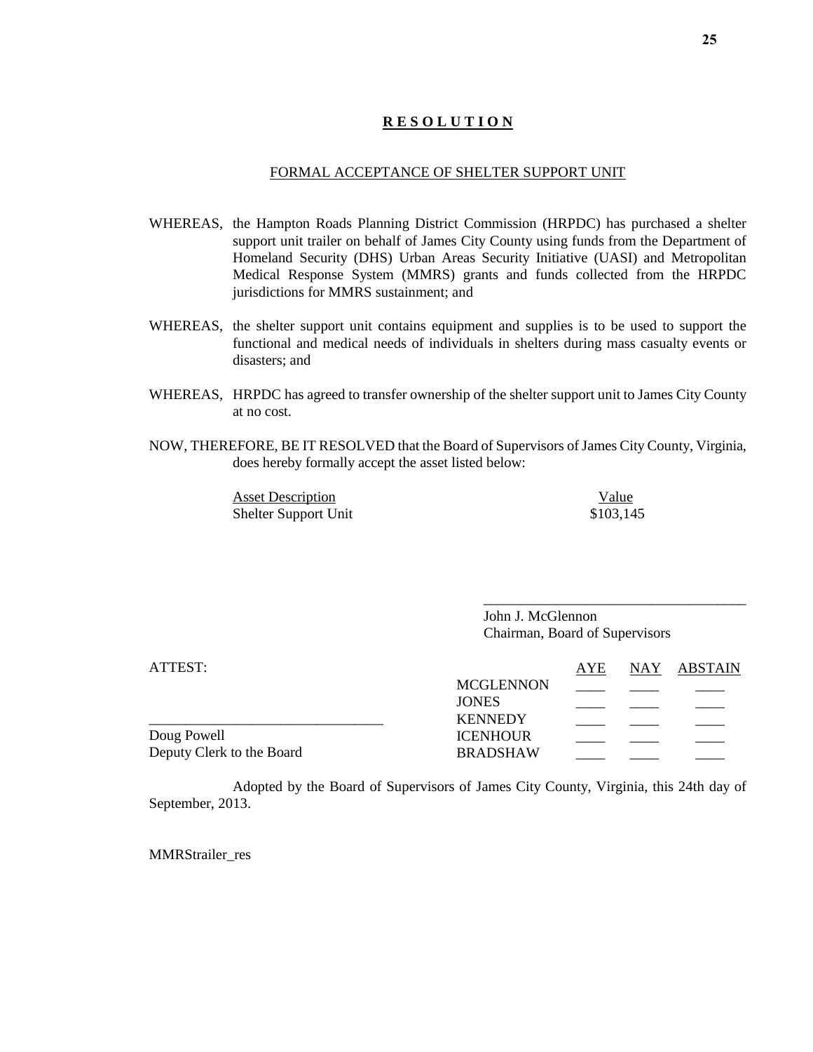# **R E S O L U T I O N**

## FORMAL ACCEPTANCE OF SHELTER SUPPORT UNIT

WHEREAS, the Hampton Roads Planning District Commission (HRPDC) has purchased a shelter support unit trailer on behalf of James City County using funds from the Department of Homeland Security (DHS) Urban Areas Security Initiative (UASI) and Metropolitan Medical Response System (MMRS) grants and funds collected from the HRPDC jurisdictions for MMRS sustainment; and

WHEREAS, the shelter support unit contains equipment and supplies is to be used to support the functional and medical needs of individuals in shelters during mass casualty events or disasters; and

WHEREAS, HRPDC has agreed to transfer ownership of the shelter support unit to James City County at no cost.

NOW, THEREFORE, BE IT RESOLVED that the Board of Supervisors of James City County, Virginia, does hereby formally accept the asset listed below:

| Asset Description | Value |
|---|---|
| Shelter Support Unit | $103,145 |

\_\_\_\_\_\_\_\_\_\_\_\_\_\_\_\_\_\_\_\_\_\_\_\_\_\_\_\_\_\_\_\_\_\_\_\_
John J. McGlennon
Chairman, Board of Supervisors

ATTEST:

\_\_\_\_\_\_\_\_\_\_\_\_\_\_\_\_\_\_\_\_\_\_\_\_\_\_\_\_\_\_\_\_
Doug Powell
Deputy Clerk to the Board

| | AYE | NAY | ABSTAIN |
|---|---|---|---|
| MCGLENNON | ____ | ____ | ____ |
| JONES | ____ | ____ | ____ |
| KENNEDY | ____ | ____ | ____ |
| ICENHOUR | ____ | ____ | ____ |
| BRADSHAW | ____ | ____ | ____ |

Adopted by the Board of Supervisors of James City County, Virginia, this 24th day of September, 2013.

MMRStrailer_res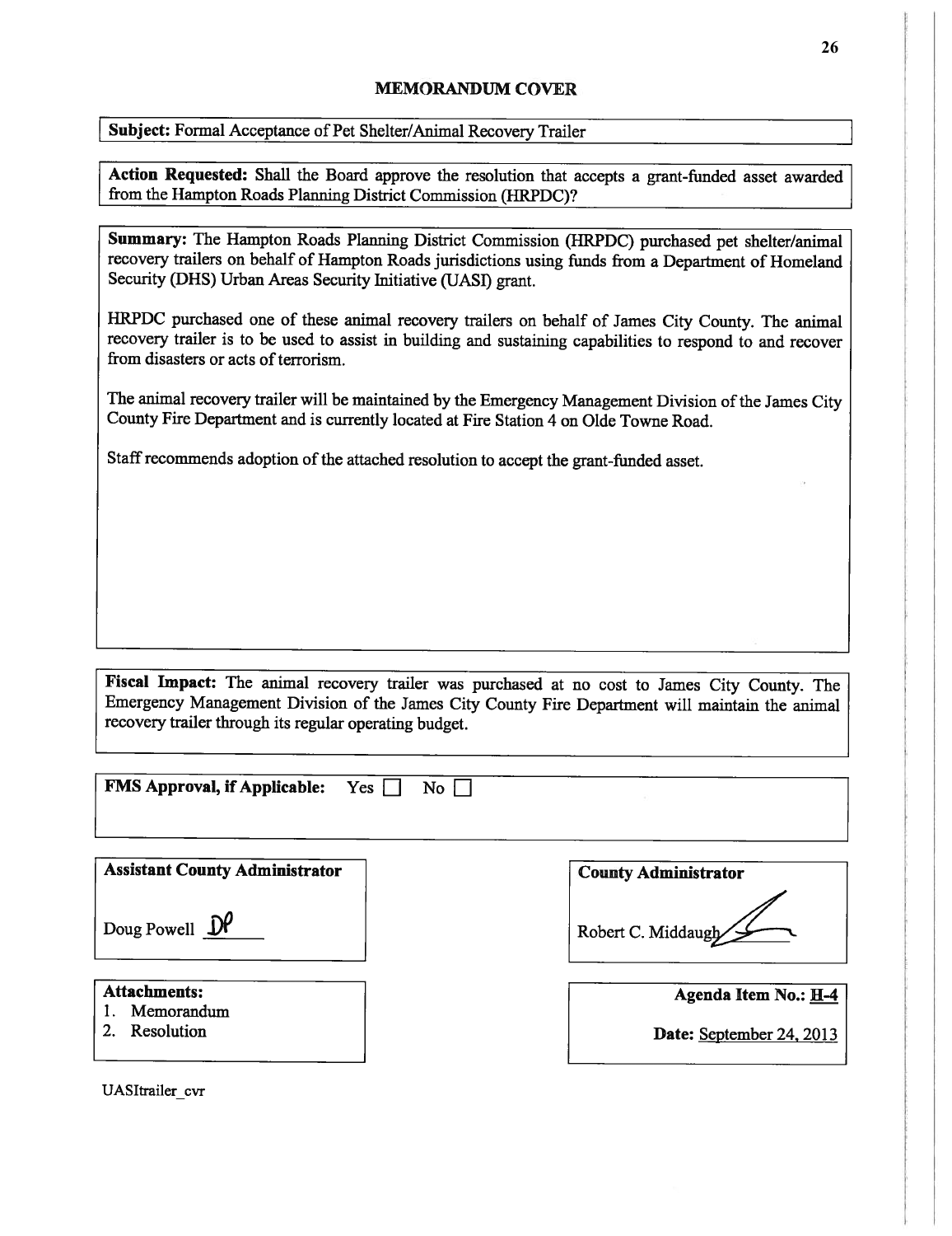## MEMORANDUM COVER

**Subject:** Formal Acceptance of Pet Shelter/Animal Recovery Trailer

**Action Requested:** Shall the Board approve the resolution that accepts a grant-funded asset awarded from the Hampton Roads Planning District Commission (HRPDC)?

**Summary:** The Hampton Roads Planning District Commission (HRPDC) purchased pet shelter/animal recovery trailers on behalf of Hampton Roads jurisdictions using funds from a Department of Homeland Security (DHS) Urban Areas Security Initiative (UASI) grant.

HRPDC purchased one of these animal recovery trailers on behalf of James City County. The animal recovery trailer is to be used to assist in building and sustaining capabilities to respond to and recover from disasters or acts of terrorism.

The animal recovery trailer will be maintained by the Emergency Management Division of the James City County Fire Department and is currently located at Fire Station 4 on Olde Towne Road.

Staff recommends adoption of the attached resolution to accept the grant-funded asset.

**Fiscal Impact:** The animal recovery trailer was purchased at no cost to James City County. The Emergency Management Division of the James City County Fire Department will maintain the animal recovery trailer through its regular operating budget.

**FMS Approval, if Applicable:** Yes ☐ No ☐

**Assistant County Administrator**

Doug Powell DP

**County Administrator**

Robert C. Middaugh

**Attachments:**
1. Memorandum
2. Resolution

**Agenda Item No.:** H-4

**Date:** September 24, 2013

UASItrailer_cvr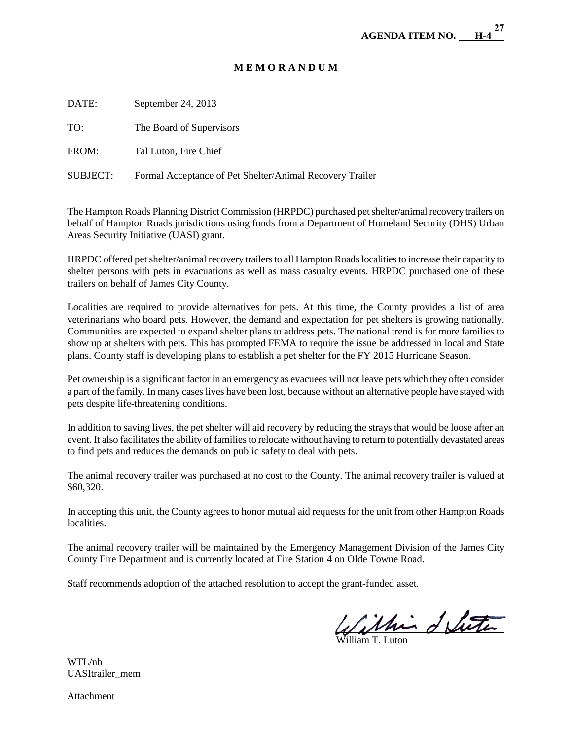**AGENDA ITEM NO. H-4**

# M E M O R A N D U M

DATE: September 24, 2013

TO: The Board of Supervisors

FROM: Tal Luton, Fire Chief

SUBJECT: Formal Acceptance of Pet Shelter/Animal Recovery Trailer

---

The Hampton Roads Planning District Commission (HRPDC) purchased pet shelter/animal recovery trailers on behalf of Hampton Roads jurisdictions using funds from a Department of Homeland Security (DHS) Urban Areas Security Initiative (UASI) grant.

HRPDC offered pet shelter/animal recovery trailers to all Hampton Roads localities to increase their capacity to shelter persons with pets in evacuations as well as mass casualty events. HRPDC purchased one of these trailers on behalf of James City County.

Localities are required to provide alternatives for pets. At this time, the County provides a list of area veterinarians who board pets. However, the demand and expectation for pet shelters is growing nationally. Communities are expected to expand shelter plans to address pets. The national trend is for more families to show up at shelters with pets. This has prompted FEMA to require the issue be addressed in local and State plans. County staff is developing plans to establish a pet shelter for the FY 2015 Hurricane Season.

Pet ownership is a significant factor in an emergency as evacuees will not leave pets which they often consider a part of the family. In many cases lives have been lost, because without an alternative people have stayed with pets despite life-threatening conditions.

In addition to saving lives, the pet shelter will aid recovery by reducing the strays that would be loose after an event. It also facilitates the ability of families to relocate without having to return to potentially devastated areas to find pets and reduces the demands on public safety to deal with pets.

The animal recovery trailer was purchased at no cost to the County. The animal recovery trailer is valued at $60,320.

In accepting this unit, the County agrees to honor mutual aid requests for the unit from other Hampton Roads localities.

The animal recovery trailer will be maintained by the Emergency Management Division of the James City County Fire Department and is currently located at Fire Station 4 on Olde Towne Road.

Staff recommends adoption of the attached resolution to accept the grant-funded asset.

William T. Luton

WTL/nb
UASItrailer_mem

Attachment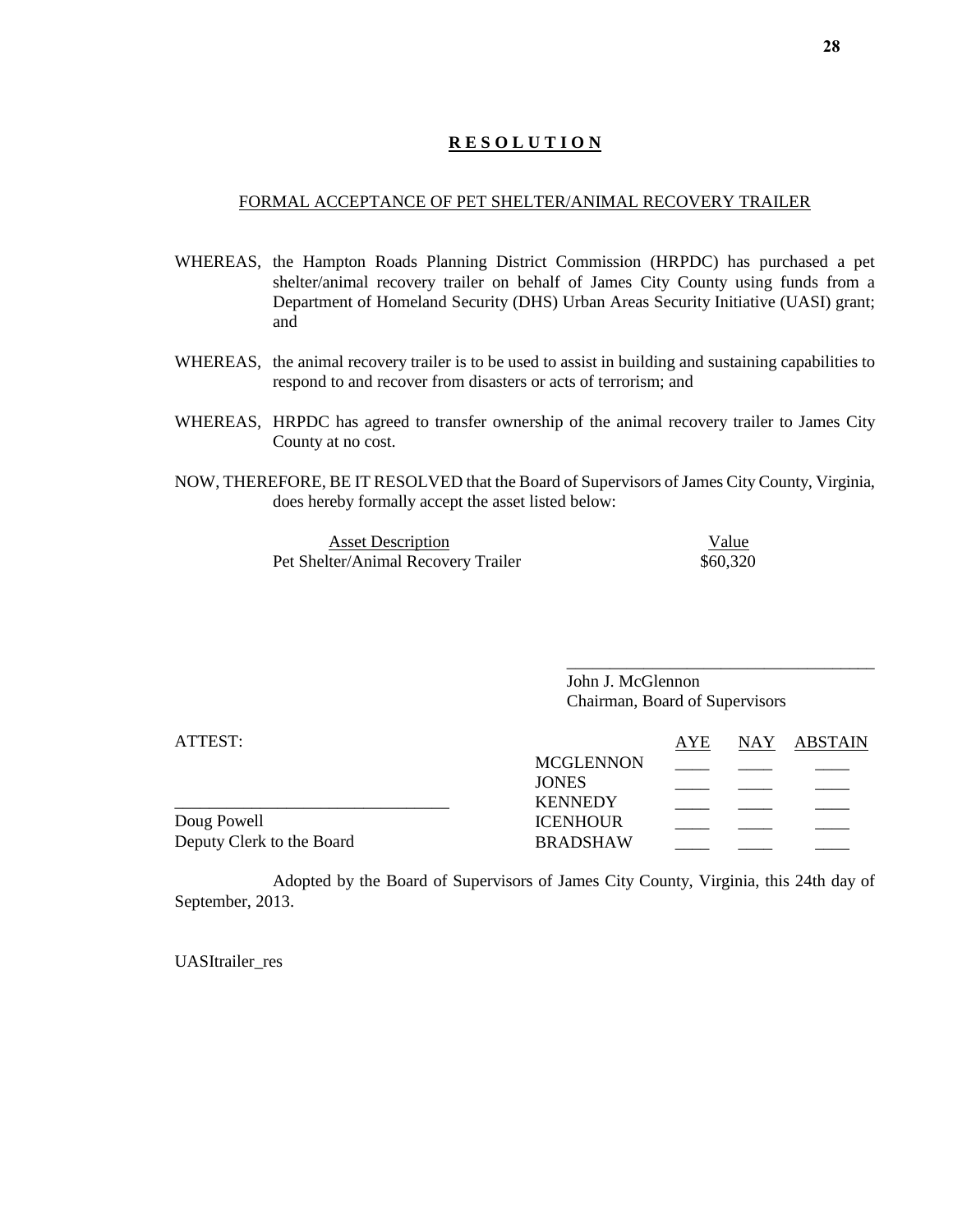# R E S O L U T I O N

## FORMAL ACCEPTANCE OF PET SHELTER/ANIMAL RECOVERY TRAILER

WHEREAS, the Hampton Roads Planning District Commission (HRPDC) has purchased a pet shelter/animal recovery trailer on behalf of James City County using funds from a Department of Homeland Security (DHS) Urban Areas Security Initiative (UASI) grant; and

WHEREAS, the animal recovery trailer is to be used to assist in building and sustaining capabilities to respond to and recover from disasters or acts of terrorism; and

WHEREAS, HRPDC has agreed to transfer ownership of the animal recovery trailer to James City County at no cost.

NOW, THEREFORE, BE IT RESOLVED that the Board of Supervisors of James City County, Virginia, does hereby formally accept the asset listed below:

| Asset Description | Value |
|---|---|
| Pet Shelter/Animal Recovery Trailer | $60,320 |

\_\_\_\_\_\_\_\_\_\_\_\_\_\_\_\_\_\_\_\_\_\_\_\_\_\_\_\_\_\_\_\_\_\_\_\_
John J. McGlennon
Chairman, Board of Supervisors

ATTEST:

\_\_\_\_\_\_\_\_\_\_\_\_\_\_\_\_\_\_\_\_\_\_\_\_\_\_\_\_\_\_\_\_
Doug Powell
Deputy Clerk to the Board

| | AYE | NAY | ABSTAIN |
|---|---|---|---|
| MCGLENNON | \_\_\_\_ | \_\_\_\_ | \_\_\_\_ |
| JONES | \_\_\_\_ | \_\_\_\_ | \_\_\_\_ |
| KENNEDY | \_\_\_\_ | \_\_\_\_ | \_\_\_\_ |
| ICENHOUR | \_\_\_\_ | \_\_\_\_ | \_\_\_\_ |
| BRADSHAW | \_\_\_\_ | \_\_\_\_ | \_\_\_\_ |

Adopted by the Board of Supervisors of James City County, Virginia, this 24th day of September, 2013.

UASItrailer_res